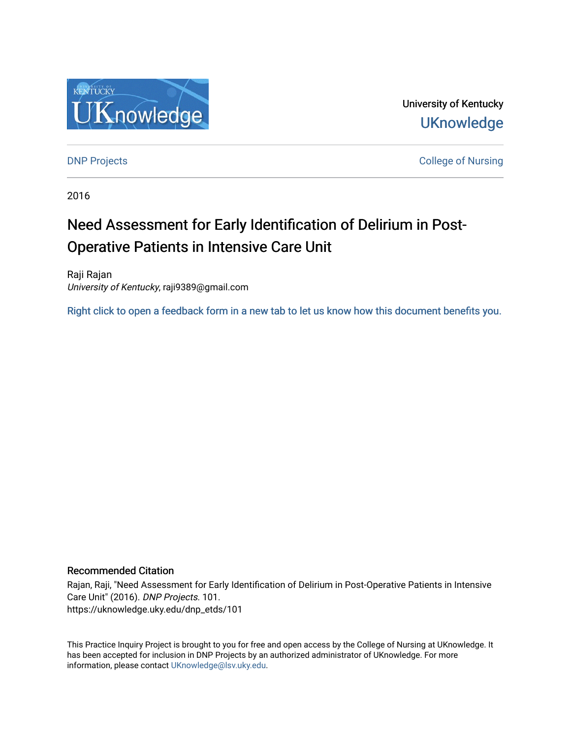University of Kentucky

UKnowledge

DNP Projects

College of Nursing

2016

# Need Assessment for Early Identification of Delirium in Post-Operative Patients in Intensive Care Unit

Raji Rajan
*University of Kentucky*, raji9389@gmail.com

Right click to open a feedback form in a new tab to let us know how this document benefits you.

## Recommended Citation

Rajan, Raji, "Need Assessment for Early Identification of Delirium in Post-Operative Patients in Intensive Care Unit" (2016). *DNP Projects*. 101.
https://uknowledge.uky.edu/dnp_etds/101

This Practice Inquiry Project is brought to you for free and open access by the College of Nursing at UKnowledge. It has been accepted for inclusion in DNP Projects by an authorized administrator of UKnowledge. For more information, please contact UKnowledge@lsv.uky.edu.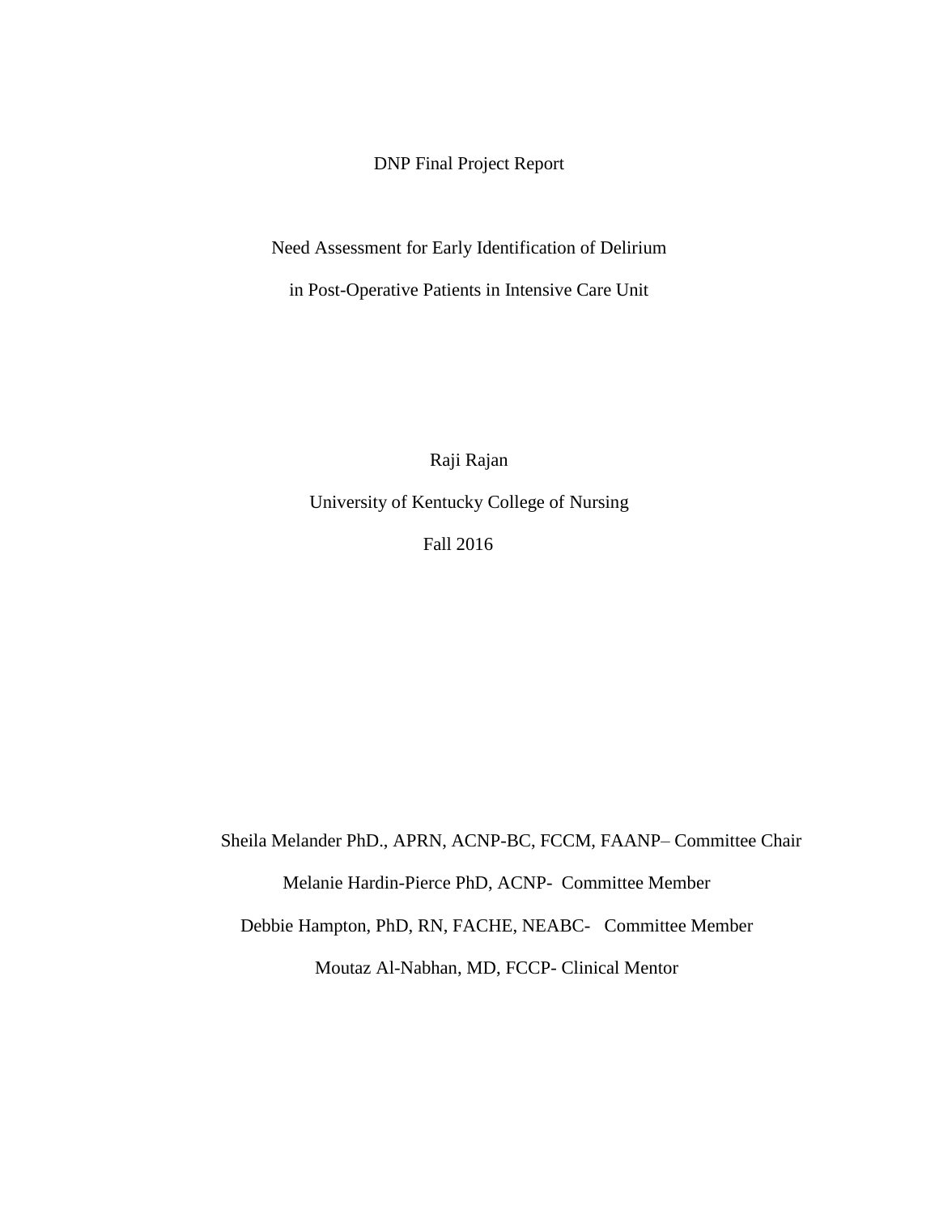DNP Final Project Report

# Need Assessment for Early Identification of Delirium in Post-Operative Patients in Intensive Care Unit

Raji Rajan

University of Kentucky College of Nursing

Fall 2016

Sheila Melander PhD., APRN, ACNP-BC, FCCM, FAANP– Committee Chair

Melanie Hardin-Pierce PhD, ACNP- Committee Member

Debbie Hampton, PhD, RN, FACHE, NEABC- Committee Member

Moutaz Al-Nabhan, MD, FCCP- Clinical Mentor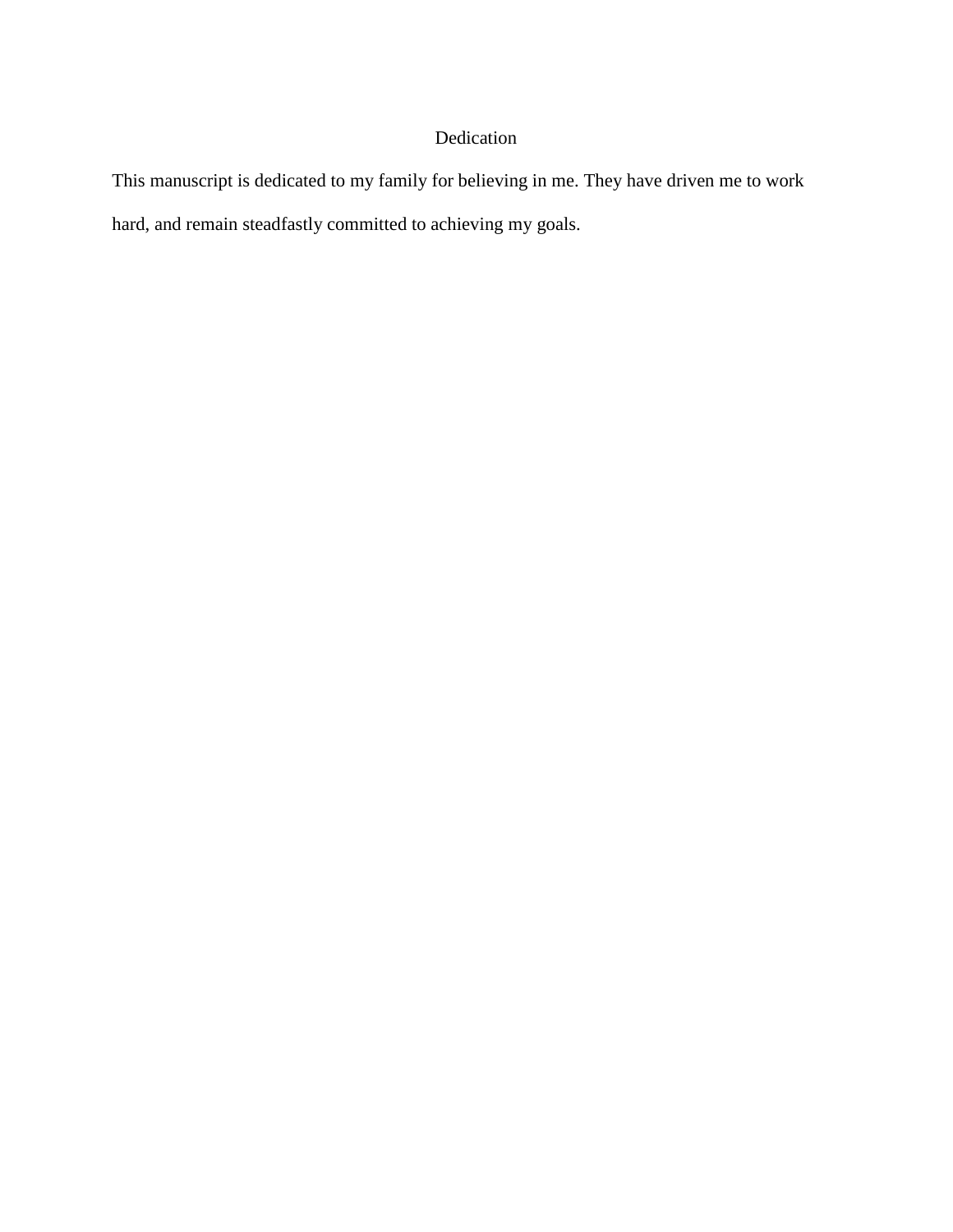# Dedication

This manuscript is dedicated to my family for believing in me. They have driven me to work hard, and remain steadfastly committed to achieving my goals.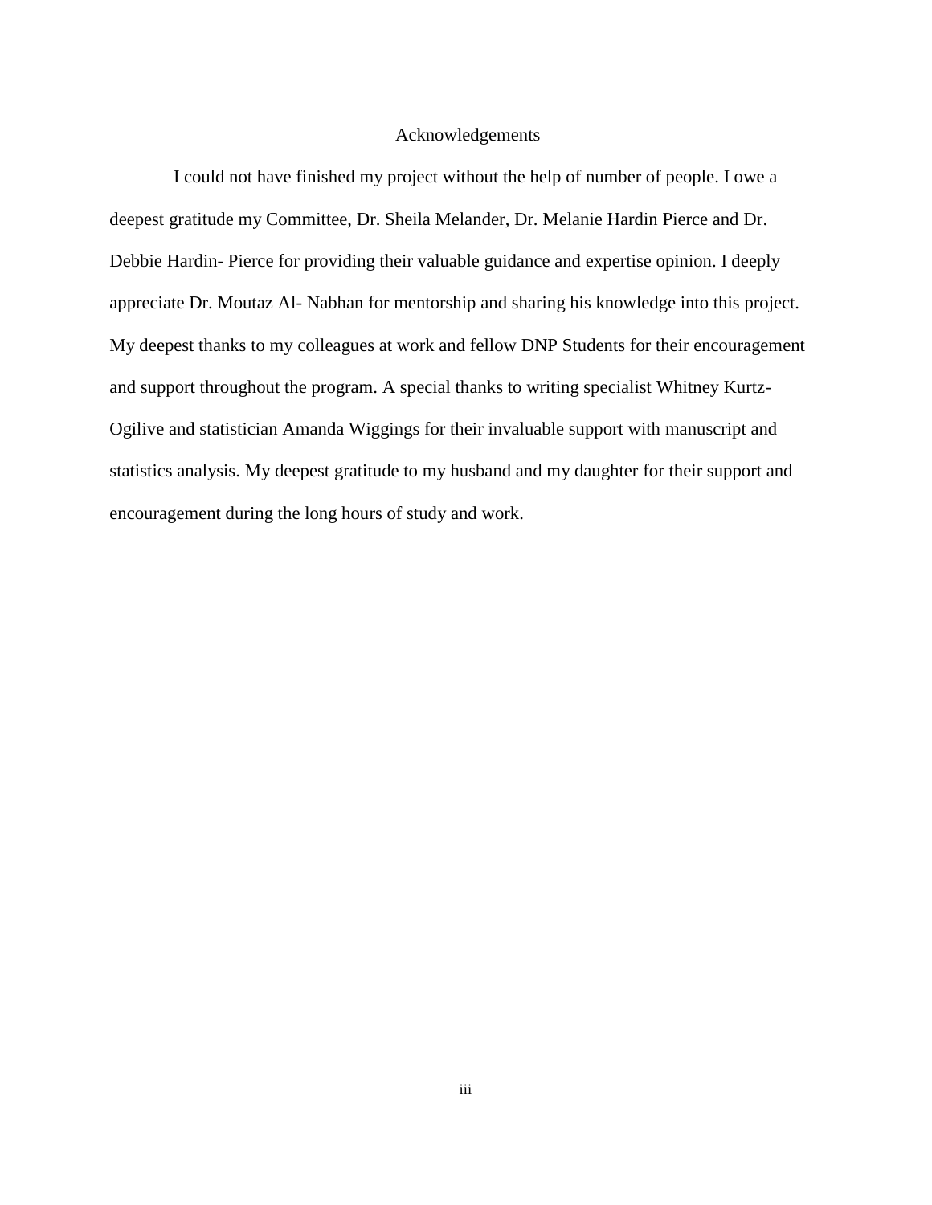# Acknowledgements

I could not have finished my project without the help of number of people. I owe a deepest gratitude my Committee, Dr. Sheila Melander, Dr. Melanie Hardin Pierce and Dr. Debbie Hardin- Pierce for providing their valuable guidance and expertise opinion. I deeply appreciate Dr. Moutaz Al- Nabhan for mentorship and sharing his knowledge into this project. My deepest thanks to my colleagues at work and fellow DNP Students for their encouragement and support throughout the program. A special thanks to writing specialist Whitney Kurtz-Ogilive and statistician Amanda Wiggings for their invaluable support with manuscript and statistics analysis. My deepest gratitude to my husband and my daughter for their support and encouragement during the long hours of study and work.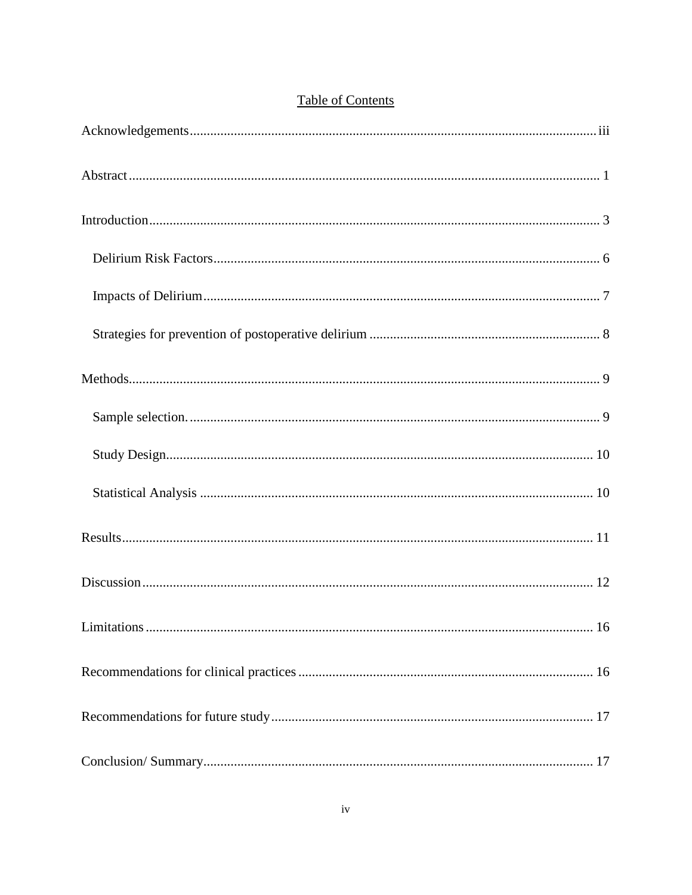# Table of Contents

Acknowledgements ........ iii

Abstract ........ 1

Introduction ........ 3

- Delirium Risk Factors ........ 6
- Impacts of Delirium ........ 7
- Strategies for prevention of postoperative delirium ........ 8

Methods ........ 9

- Sample selection. ........ 9
- Study Design ........ 10
- Statistical Analysis ........ 10

Results ........ 11

Discussion ........ 12

Limitations ........ 16

Recommendations for clinical practices ........ 16

Recommendations for future study ........ 17

Conclusion/ Summary ........ 17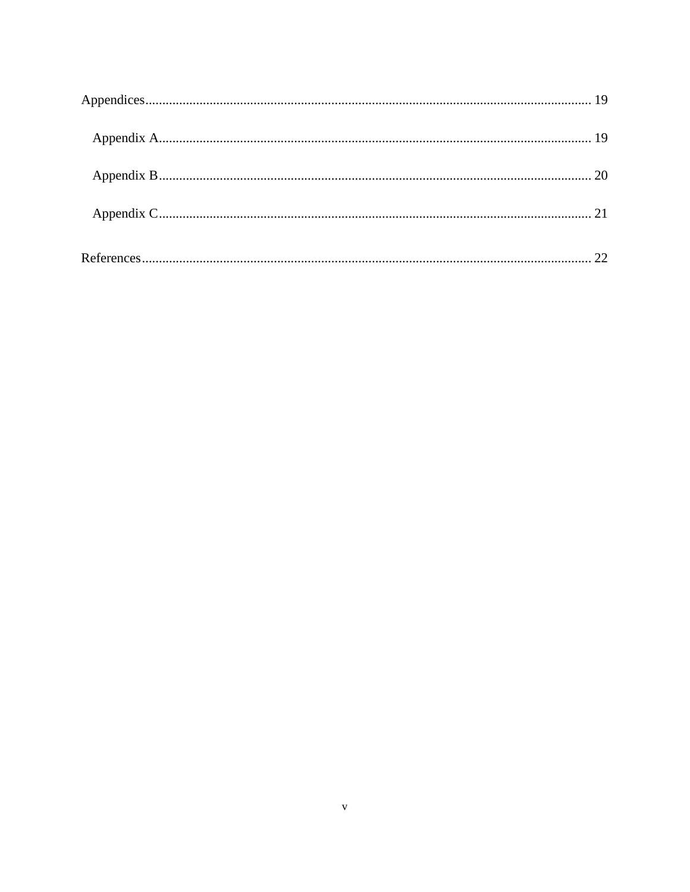Appendices .................................................................................................................................... 19

  Appendix A ................................................................................................................................ 19

  Appendix B ................................................................................................................................ 20

  Appendix C ................................................................................................................................ 21

References .................................................................................................................................... 22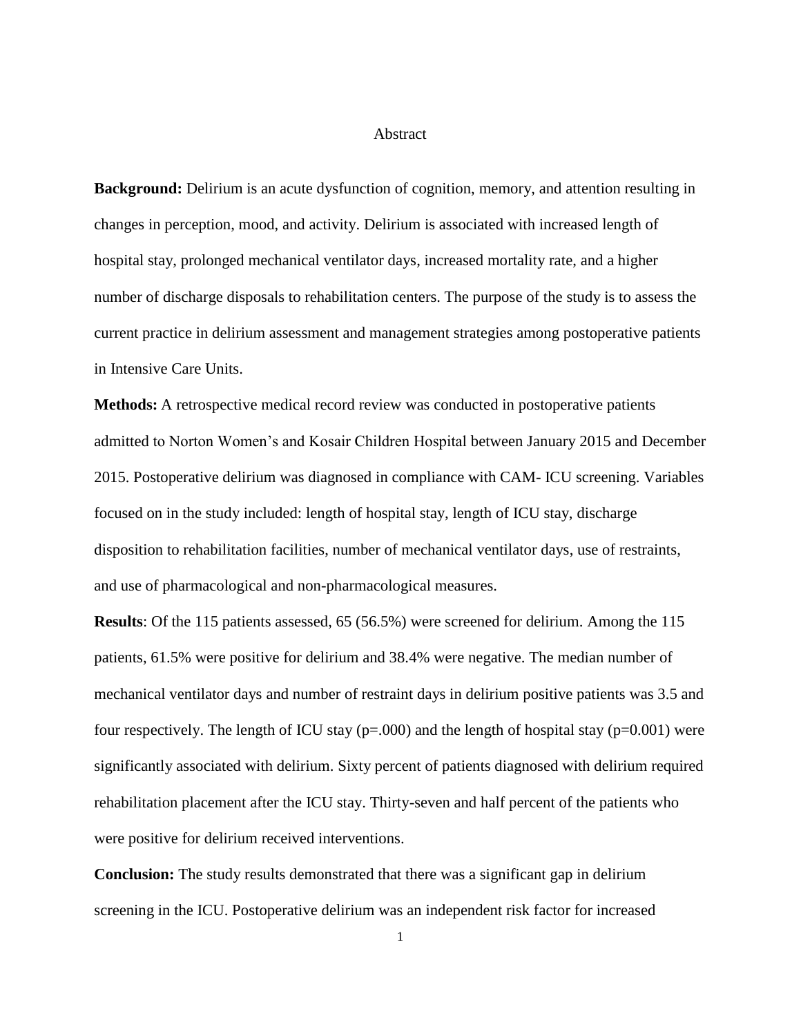# Abstract

**Background:** Delirium is an acute dysfunction of cognition, memory, and attention resulting in changes in perception, mood, and activity. Delirium is associated with increased length of hospital stay, prolonged mechanical ventilator days, increased mortality rate, and a higher number of discharge disposals to rehabilitation centers. The purpose of the study is to assess the current practice in delirium assessment and management strategies among postoperative patients in Intensive Care Units.

**Methods:** A retrospective medical record review was conducted in postoperative patients admitted to Norton Women's and Kosair Children Hospital between January 2015 and December 2015. Postoperative delirium was diagnosed in compliance with CAM- ICU screening. Variables focused on in the study included: length of hospital stay, length of ICU stay, discharge disposition to rehabilitation facilities, number of mechanical ventilator days, use of restraints, and use of pharmacological and non-pharmacological measures.

**Results**: Of the 115 patients assessed, 65 (56.5%) were screened for delirium. Among the 115 patients, 61.5% were positive for delirium and 38.4% were negative. The median number of mechanical ventilator days and number of restraint days in delirium positive patients was 3.5 and four respectively. The length of ICU stay ($p=.000$) and the length of hospital stay ($p=0.001$) were significantly associated with delirium. Sixty percent of patients diagnosed with delirium required rehabilitation placement after the ICU stay. Thirty-seven and half percent of the patients who were positive for delirium received interventions.

**Conclusion:** The study results demonstrated that there was a significant gap in delirium screening in the ICU. Postoperative delirium was an independent risk factor for increased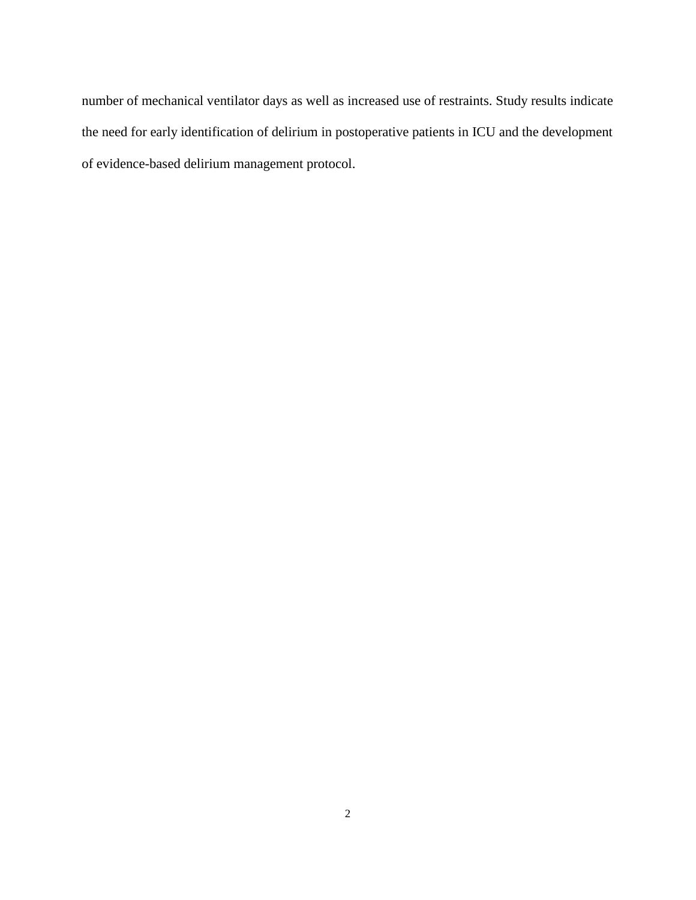number of mechanical ventilator days as well as increased use of restraints. Study results indicate the need for early identification of delirium in postoperative patients in ICU and the development of evidence-based delirium management protocol.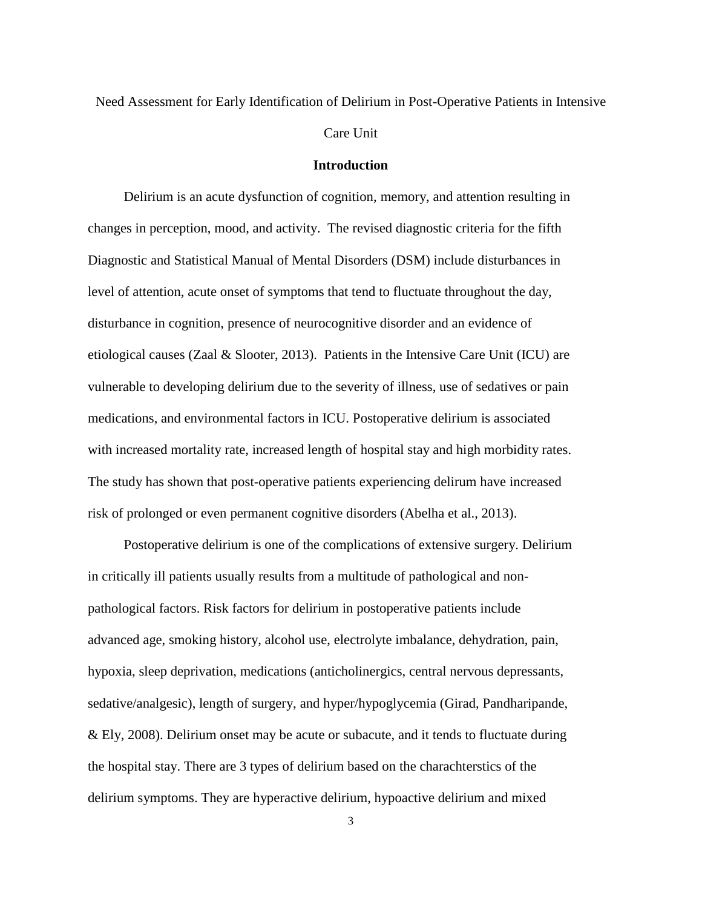# Need Assessment for Early Identification of Delirium in Post-Operative Patients in Intensive Care Unit

## Introduction

Delirium is an acute dysfunction of cognition, memory, and attention resulting in changes in perception, mood, and activity. The revised diagnostic criteria for the fifth Diagnostic and Statistical Manual of Mental Disorders (DSM) include disturbances in level of attention, acute onset of symptoms that tend to fluctuate throughout the day, disturbance in cognition, presence of neurocognitive disorder and an evidence of etiological causes (Zaal & Slooter, 2013). Patients in the Intensive Care Unit (ICU) are vulnerable to developing delirium due to the severity of illness, use of sedatives or pain medications, and environmental factors in ICU. Postoperative delirium is associated with increased mortality rate, increased length of hospital stay and high morbidity rates. The study has shown that post-operative patients experiencing delirum have increased risk of prolonged or even permanent cognitive disorders (Abelha et al., 2013).

Postoperative delirium is one of the complications of extensive surgery. Delirium in critically ill patients usually results from a multitude of pathological and non-pathological factors. Risk factors for delirium in postoperative patients include advanced age, smoking history, alcohol use, electrolyte imbalance, dehydration, pain, hypoxia, sleep deprivation, medications (anticholinergics, central nervous depressants, sedative/analgesic), length of surgery, and hyper/hypoglycemia (Girad, Pandharipande, & Ely, 2008). Delirium onset may be acute or subacute, and it tends to fluctuate during the hospital stay. There are 3 types of delirium based on the charachterstics of the delirium symptoms. They are hyperactive delirium, hypoactive delirium and mixed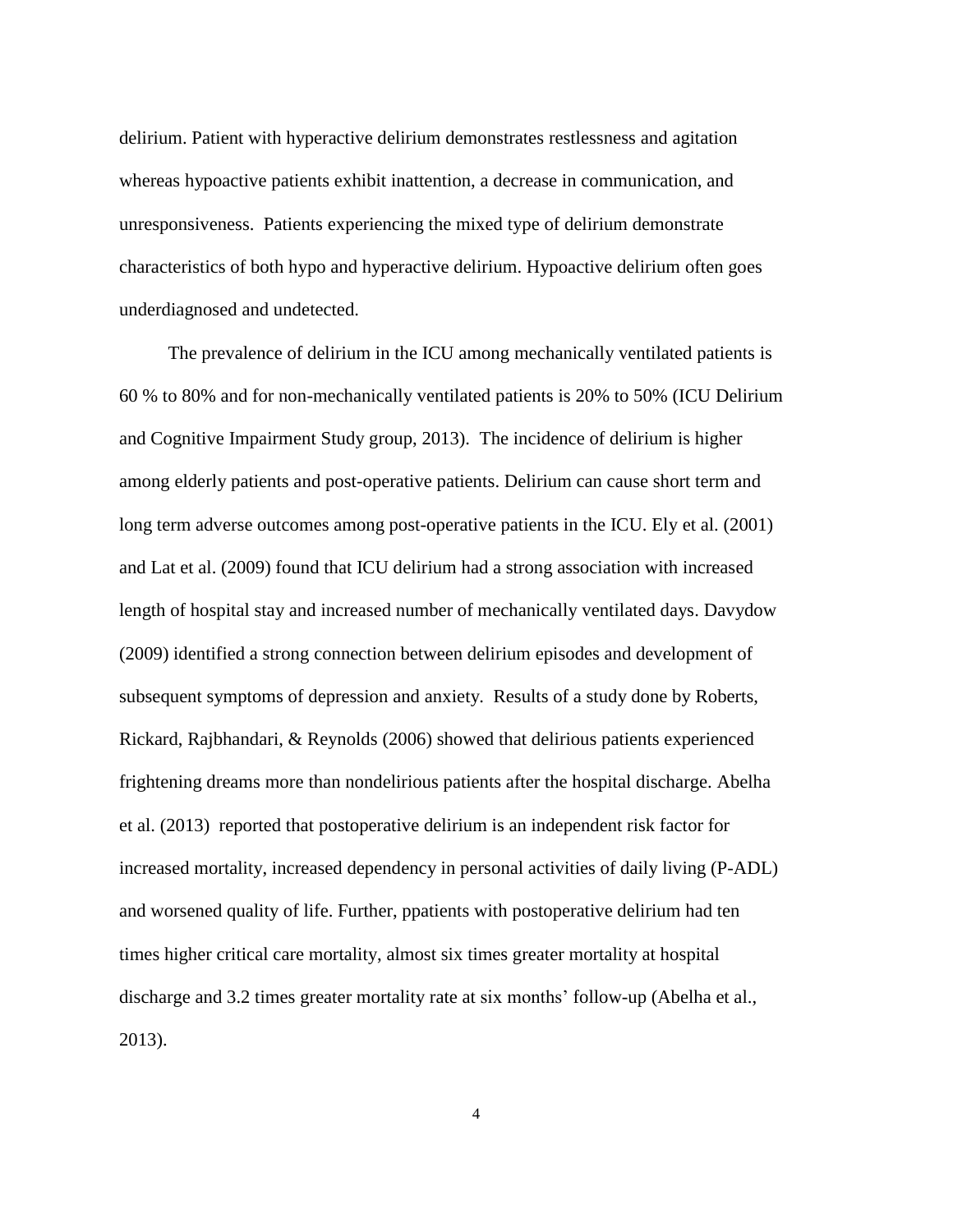delirium. Patient with hyperactive delirium demonstrates restlessness and agitation whereas hypoactive patients exhibit inattention, a decrease in communication, and unresponsiveness. Patients experiencing the mixed type of delirium demonstrate characteristics of both hypo and hyperactive delirium. Hypoactive delirium often goes underdiagnosed and undetected.

The prevalence of delirium in the ICU among mechanically ventilated patients is 60 % to 80% and for non-mechanically ventilated patients is 20% to 50% (ICU Delirium and Cognitive Impairment Study group, 2013). The incidence of delirium is higher among elderly patients and post-operative patients. Delirium can cause short term and long term adverse outcomes among post-operative patients in the ICU. Ely et al. (2001) and Lat et al. (2009) found that ICU delirium had a strong association with increased length of hospital stay and increased number of mechanically ventilated days. Davydow (2009) identified a strong connection between delirium episodes and development of subsequent symptoms of depression and anxiety. Results of a study done by Roberts, Rickard, Rajbhandari, & Reynolds (2006) showed that delirious patients experienced frightening dreams more than nondelirious patients after the hospital discharge. Abelha et al. (2013) reported that postoperative delirium is an independent risk factor for increased mortality, increased dependency in personal activities of daily living (P-ADL) and worsened quality of life. Further, ppatients with postoperative delirium had ten times higher critical care mortality, almost six times greater mortality at hospital discharge and 3.2 times greater mortality rate at six months' follow-up (Abelha et al., 2013).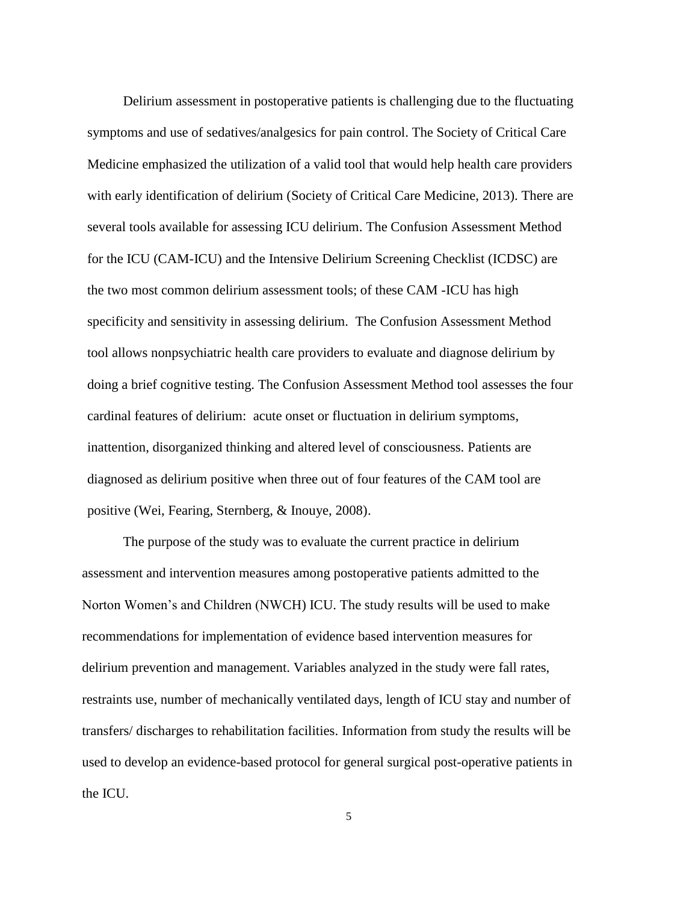Delirium assessment in postoperative patients is challenging due to the fluctuating symptoms and use of sedatives/analgesics for pain control. The Society of Critical Care Medicine emphasized the utilization of a valid tool that would help health care providers with early identification of delirium (Society of Critical Care Medicine, 2013). There are several tools available for assessing ICU delirium. The Confusion Assessment Method for the ICU (CAM-ICU) and the Intensive Delirium Screening Checklist (ICDSC) are the two most common delirium assessment tools; of these CAM -ICU has high specificity and sensitivity in assessing delirium. The Confusion Assessment Method tool allows nonpsychiatric health care providers to evaluate and diagnose delirium by doing a brief cognitive testing. The Confusion Assessment Method tool assesses the four cardinal features of delirium: acute onset or fluctuation in delirium symptoms, inattention, disorganized thinking and altered level of consciousness. Patients are diagnosed as delirium positive when three out of four features of the CAM tool are positive (Wei, Fearing, Sternberg, & Inouye, 2008).

The purpose of the study was to evaluate the current practice in delirium assessment and intervention measures among postoperative patients admitted to the Norton Women's and Children (NWCH) ICU. The study results will be used to make recommendations for implementation of evidence based intervention measures for delirium prevention and management. Variables analyzed in the study were fall rates, restraints use, number of mechanically ventilated days, length of ICU stay and number of transfers/ discharges to rehabilitation facilities. Information from study the results will be used to develop an evidence-based protocol for general surgical post-operative patients in the ICU.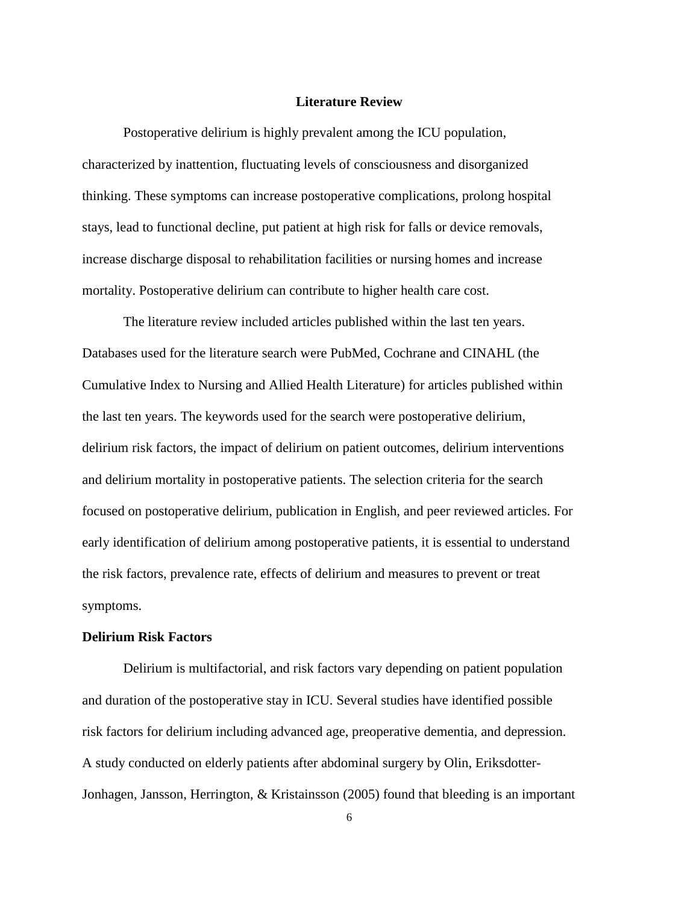# Literature Review

Postoperative delirium is highly prevalent among the ICU population, characterized by inattention, fluctuating levels of consciousness and disorganized thinking. These symptoms can increase postoperative complications, prolong hospital stays, lead to functional decline, put patient at high risk for falls or device removals, increase discharge disposal to rehabilitation facilities or nursing homes and increase mortality. Postoperative delirium can contribute to higher health care cost.

The literature review included articles published within the last ten years. Databases used for the literature search were PubMed, Cochrane and CINAHL (the Cumulative Index to Nursing and Allied Health Literature) for articles published within the last ten years. The keywords used for the search were postoperative delirium, delirium risk factors, the impact of delirium on patient outcomes, delirium interventions and delirium mortality in postoperative patients. The selection criteria for the search focused on postoperative delirium, publication in English, and peer reviewed articles. For early identification of delirium among postoperative patients, it is essential to understand the risk factors, prevalence rate, effects of delirium and measures to prevent or treat symptoms.

## Delirium Risk Factors

Delirium is multifactorial, and risk factors vary depending on patient population and duration of the postoperative stay in ICU. Several studies have identified possible risk factors for delirium including advanced age, preoperative dementia, and depression. A study conducted on elderly patients after abdominal surgery by Olin, Eriksdotter-Jonhagen, Jansson, Herrington, & Kristainsson (2005) found that bleeding is an important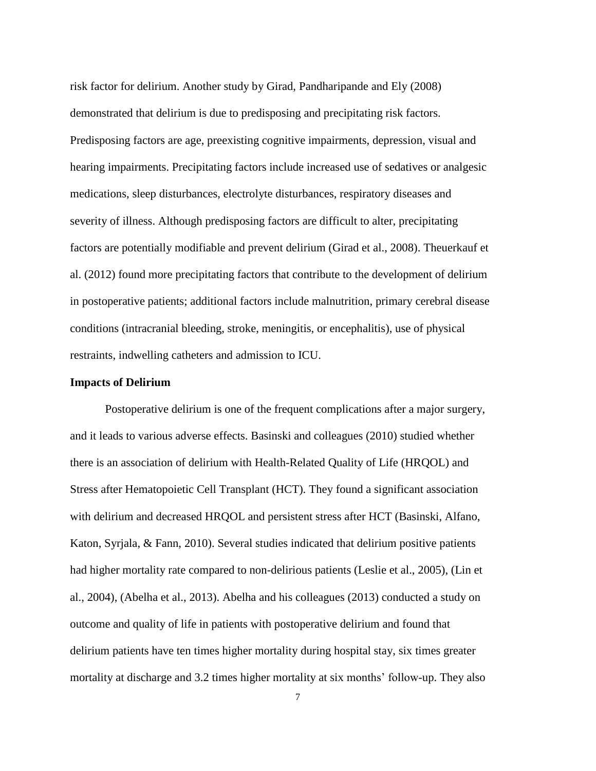risk factor for delirium. Another study by Girad, Pandharipande and Ely (2008) demonstrated that delirium is due to predisposing and precipitating risk factors. Predisposing factors are age, preexisting cognitive impairments, depression, visual and hearing impairments. Precipitating factors include increased use of sedatives or analgesic medications, sleep disturbances, electrolyte disturbances, respiratory diseases and severity of illness. Although predisposing factors are difficult to alter, precipitating factors are potentially modifiable and prevent delirium (Girad et al., 2008). Theuerkauf et al. (2012) found more precipitating factors that contribute to the development of delirium in postoperative patients; additional factors include malnutrition, primary cerebral disease conditions (intracranial bleeding, stroke, meningitis, or encephalitis), use of physical restraints, indwelling catheters and admission to ICU.

**Impacts of Delirium**

Postoperative delirium is one of the frequent complications after a major surgery, and it leads to various adverse effects. Basinski and colleagues (2010) studied whether there is an association of delirium with Health-Related Quality of Life (HRQOL) and Stress after Hematopoietic Cell Transplant (HCT). They found a significant association with delirium and decreased HRQOL and persistent stress after HCT (Basinski, Alfano, Katon, Syrjala, & Fann, 2010). Several studies indicated that delirium positive patients had higher mortality rate compared to non-delirious patients (Leslie et al., 2005), (Lin et al., 2004), (Abelha et al., 2013). Abelha and his colleagues (2013) conducted a study on outcome and quality of life in patients with postoperative delirium and found that delirium patients have ten times higher mortality during hospital stay, six times greater mortality at discharge and 3.2 times higher mortality at six months' follow-up. They also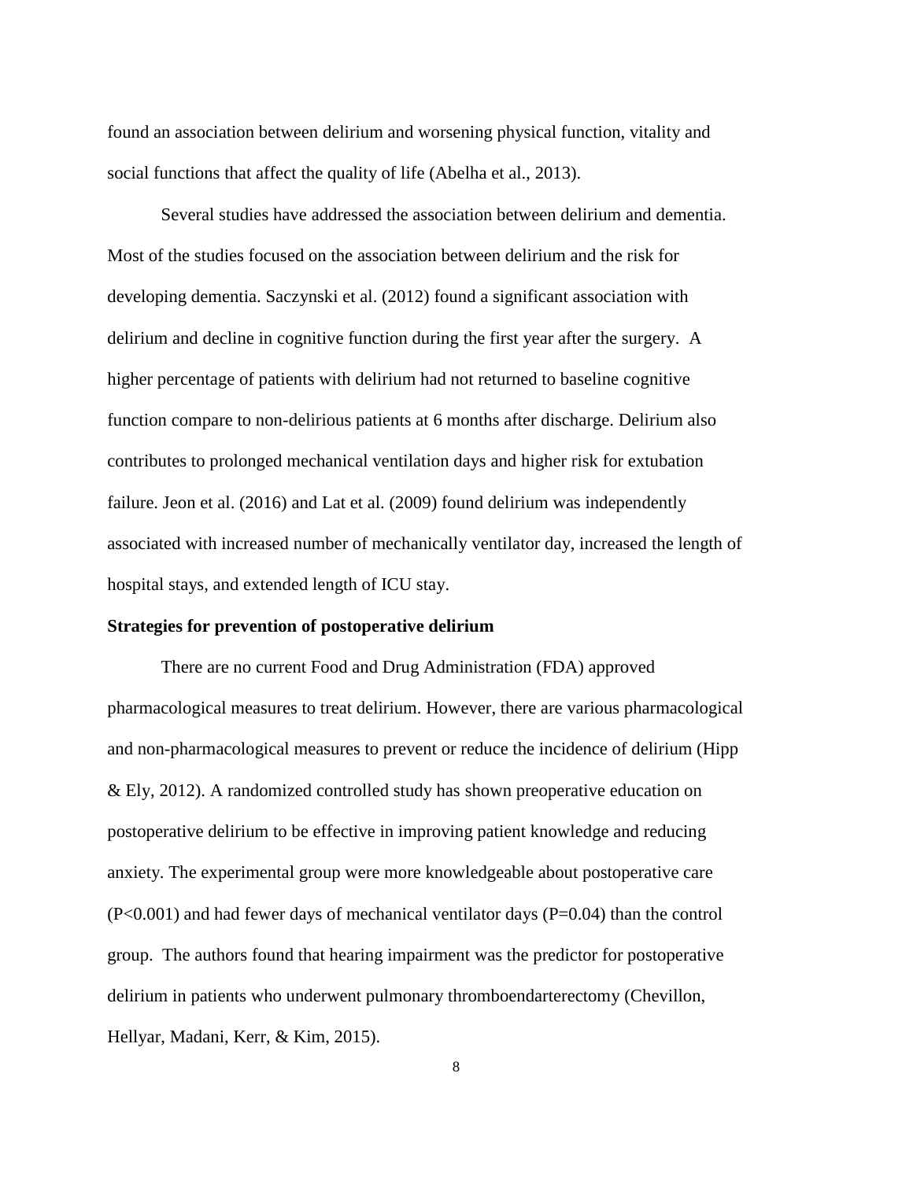found an association between delirium and worsening physical function, vitality and social functions that affect the quality of life (Abelha et al., 2013).

Several studies have addressed the association between delirium and dementia. Most of the studies focused on the association between delirium and the risk for developing dementia. Saczynski et al. (2012) found a significant association with delirium and decline in cognitive function during the first year after the surgery. A higher percentage of patients with delirium had not returned to baseline cognitive function compare to non-delirious patients at 6 months after discharge. Delirium also contributes to prolonged mechanical ventilation days and higher risk for extubation failure. Jeon et al. (2016) and Lat et al. (2009) found delirium was independently associated with increased number of mechanically ventilator day, increased the length of hospital stays, and extended length of ICU stay.

**Strategies for prevention of postoperative delirium**

There are no current Food and Drug Administration (FDA) approved pharmacological measures to treat delirium. However, there are various pharmacological and non-pharmacological measures to prevent or reduce the incidence of delirium (Hipp & Ely, 2012). A randomized controlled study has shown preoperative education on postoperative delirium to be effective in improving patient knowledge and reducing anxiety. The experimental group were more knowledgeable about postoperative care ($P<0.001$) and had fewer days of mechanical ventilator days ($P=0.04$) than the control group. The authors found that hearing impairment was the predictor for postoperative delirium in patients who underwent pulmonary thromboendarterectomy (Chevillon, Hellyar, Madani, Kerr, & Kim, 2015).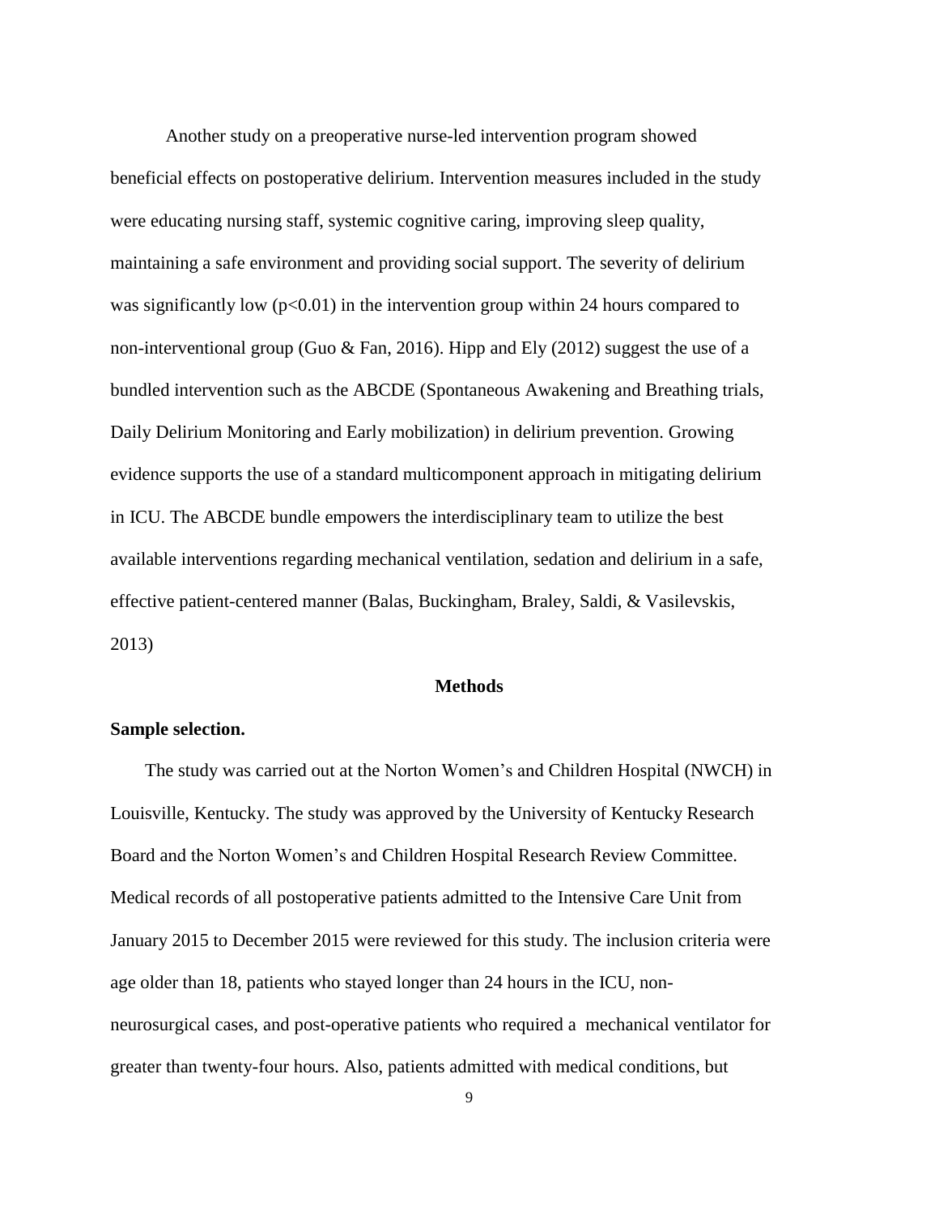Another study on a preoperative nurse-led intervention program showed beneficial effects on postoperative delirium. Intervention measures included in the study were educating nursing staff, systemic cognitive caring, improving sleep quality, maintaining a safe environment and providing social support. The severity of delirium was significantly low ($p<0.01$) in the intervention group within 24 hours compared to non-interventional group (Guo & Fan, 2016). Hipp and Ely (2012) suggest the use of a bundled intervention such as the ABCDE (Spontaneous Awakening and Breathing trials, Daily Delirium Monitoring and Early mobilization) in delirium prevention. Growing evidence supports the use of a standard multicomponent approach in mitigating delirium in ICU. The ABCDE bundle empowers the interdisciplinary team to utilize the best available interventions regarding mechanical ventilation, sedation and delirium in a safe, effective patient-centered manner (Balas, Buckingham, Braley, Saldi, & Vasilevskis, 2013)

## Methods

### Sample selection.

The study was carried out at the Norton Women's and Children Hospital (NWCH) in Louisville, Kentucky. The study was approved by the University of Kentucky Research Board and the Norton Women's and Children Hospital Research Review Committee. Medical records of all postoperative patients admitted to the Intensive Care Unit from January 2015 to December 2015 were reviewed for this study. The inclusion criteria were age older than 18, patients who stayed longer than 24 hours in the ICU, non-neurosurgical cases, and post-operative patients who required a mechanical ventilator for greater than twenty-four hours. Also, patients admitted with medical conditions, but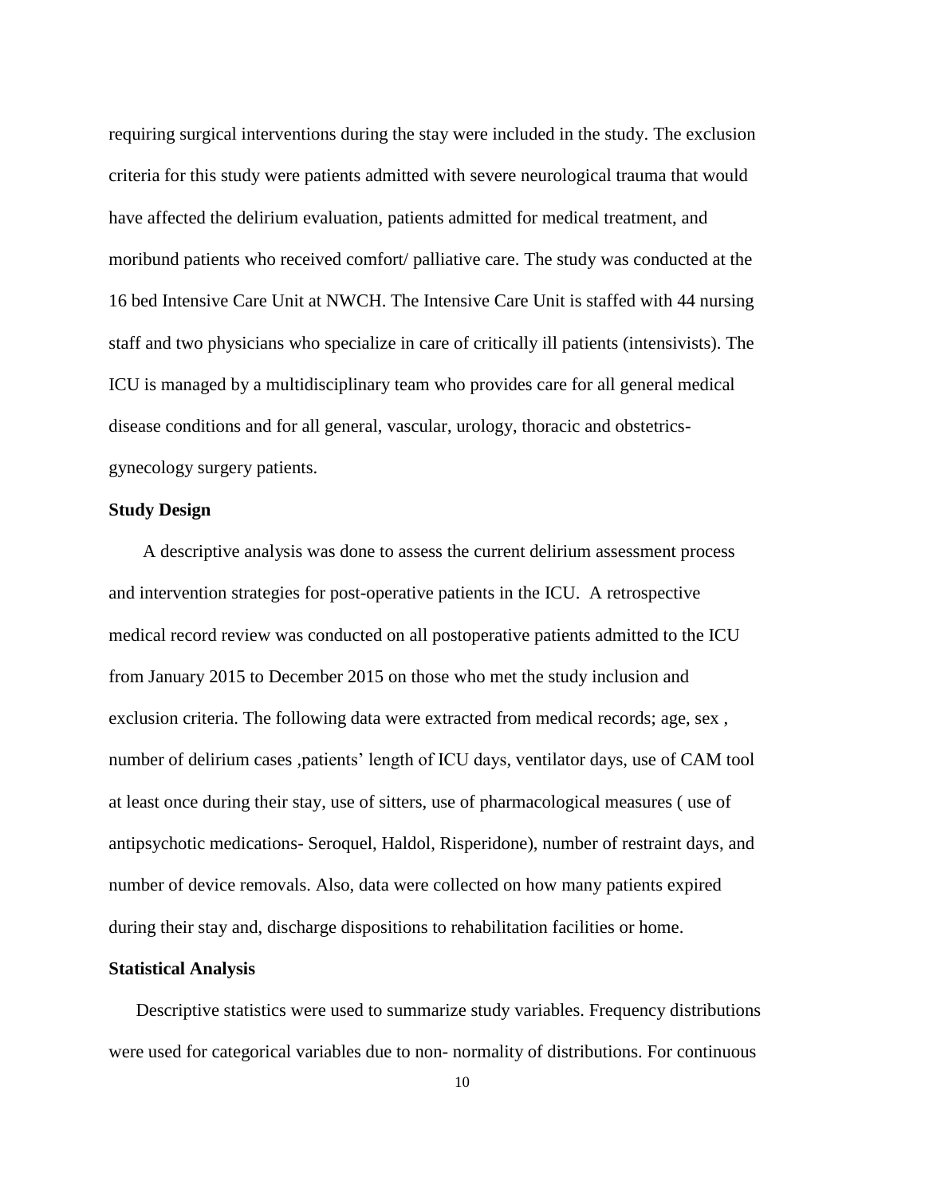requiring surgical interventions during the stay were included in the study. The exclusion criteria for this study were patients admitted with severe neurological trauma that would have affected the delirium evaluation, patients admitted for medical treatment, and moribund patients who received comfort/ palliative care. The study was conducted at the 16 bed Intensive Care Unit at NWCH. The Intensive Care Unit is staffed with 44 nursing staff and two physicians who specialize in care of critically ill patients (intensivists). The ICU is managed by a multidisciplinary team who provides care for all general medical disease conditions and for all general, vascular, urology, thoracic and obstetrics-gynecology surgery patients.

### Study Design

A descriptive analysis was done to assess the current delirium assessment process and intervention strategies for post-operative patients in the ICU. A retrospective medical record review was conducted on all postoperative patients admitted to the ICU from January 2015 to December 2015 on those who met the study inclusion and exclusion criteria. The following data were extracted from medical records; age, sex , number of delirium cases ,patients' length of ICU days, ventilator days, use of CAM tool at least once during their stay, use of sitters, use of pharmacological measures ( use of antipsychotic medications- Seroquel, Haldol, Risperidone), number of restraint days, and number of device removals. Also, data were collected on how many patients expired during their stay and, discharge dispositions to rehabilitation facilities or home.

### Statistical Analysis

Descriptive statistics were used to summarize study variables. Frequency distributions were used for categorical variables due to non- normality of distributions. For continuous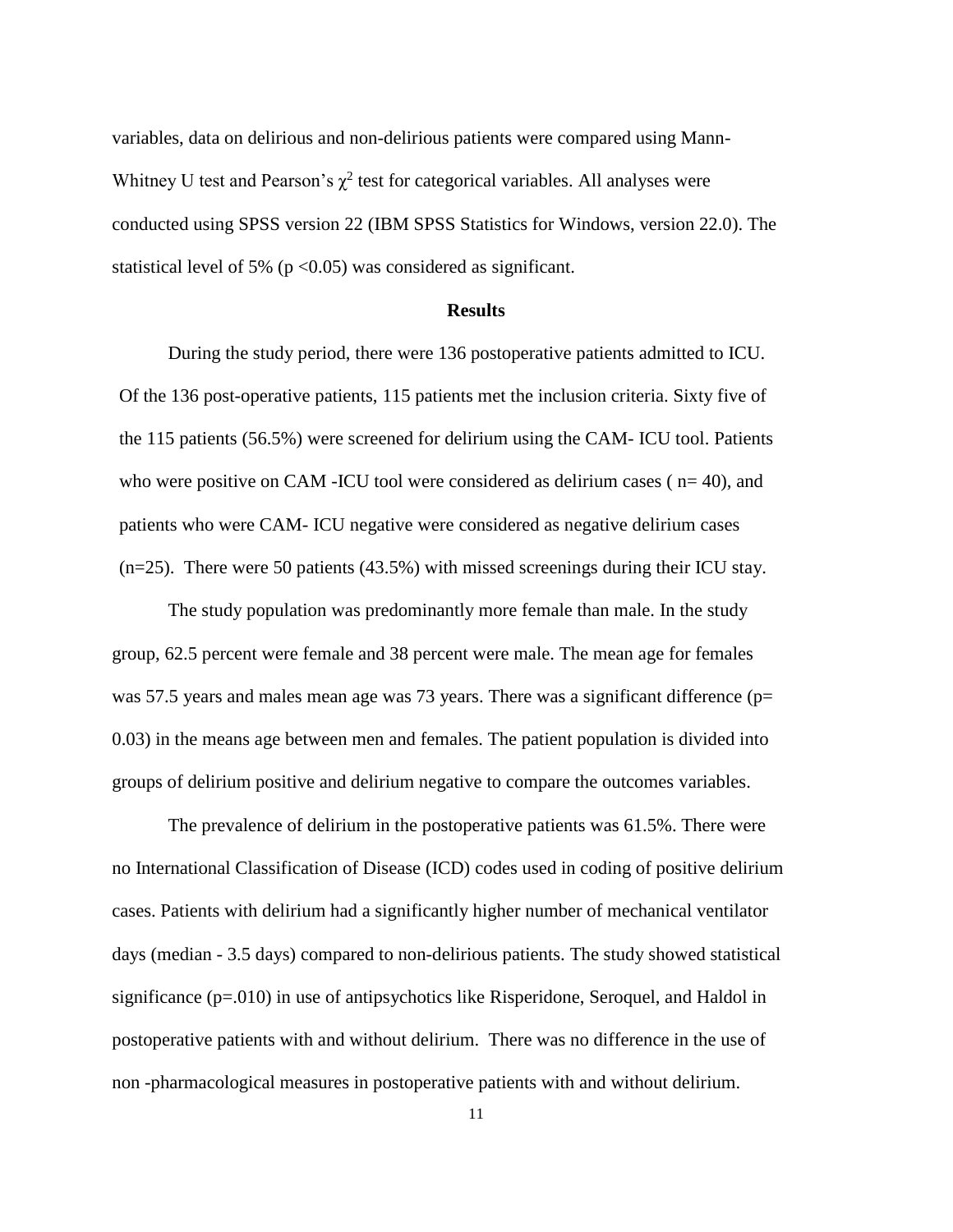variables, data on delirious and non-delirious patients were compared using Mann-Whitney U test and Pearson's $\chi^2$ test for categorical variables. All analyses were conducted using SPSS version 22 (IBM SPSS Statistics for Windows, version 22.0). The statistical level of 5% ($p < 0.05$) was considered as significant.

## Results

During the study period, there were 136 postoperative patients admitted to ICU. Of the 136 post-operative patients, 115 patients met the inclusion criteria. Sixty five of the 115 patients (56.5%) were screened for delirium using the CAM- ICU tool. Patients who were positive on CAM -ICU tool were considered as delirium cases ( n= 40), and patients who were CAM- ICU negative were considered as negative delirium cases (n=25). There were 50 patients (43.5%) with missed screenings during their ICU stay.

The study population was predominantly more female than male. In the study group, 62.5 percent were female and 38 percent were male. The mean age for females was 57.5 years and males mean age was 73 years. There was a significant difference (p= 0.03) in the means age between men and females. The patient population is divided into groups of delirium positive and delirium negative to compare the outcomes variables.

The prevalence of delirium in the postoperative patients was 61.5%. There were no International Classification of Disease (ICD) codes used in coding of positive delirium cases. Patients with delirium had a significantly higher number of mechanical ventilator days (median - 3.5 days) compared to non-delirious patients. The study showed statistical significance (p=.010) in use of antipsychotics like Risperidone, Seroquel, and Haldol in postoperative patients with and without delirium. There was no difference in the use of non -pharmacological measures in postoperative patients with and without delirium.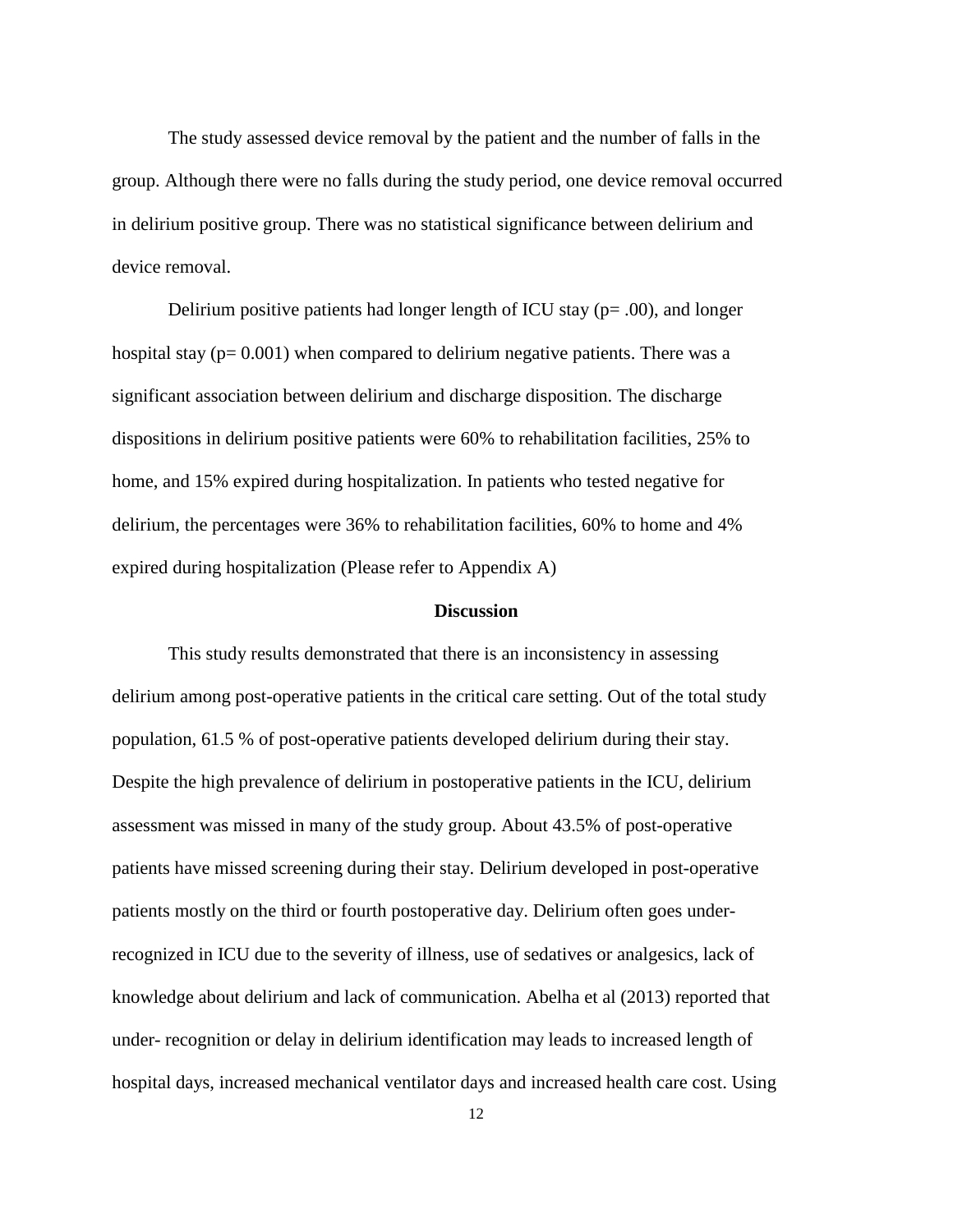The study assessed device removal by the patient and the number of falls in the group. Although there were no falls during the study period, one device removal occurred in delirium positive group. There was no statistical significance between delirium and device removal.

Delirium positive patients had longer length of ICU stay ($p = .00$), and longer hospital stay ($p = 0.001$) when compared to delirium negative patients. There was a significant association between delirium and discharge disposition. The discharge dispositions in delirium positive patients were 60% to rehabilitation facilities, 25% to home, and 15% expired during hospitalization. In patients who tested negative for delirium, the percentages were 36% to rehabilitation facilities, 60% to home and 4% expired during hospitalization (Please refer to Appendix A)

## Discussion

This study results demonstrated that there is an inconsistency in assessing delirium among post-operative patients in the critical care setting. Out of the total study population, 61.5 % of post-operative patients developed delirium during their stay. Despite the high prevalence of delirium in postoperative patients in the ICU, delirium assessment was missed in many of the study group. About 43.5% of post-operative patients have missed screening during their stay. Delirium developed in post-operative patients mostly on the third or fourth postoperative day. Delirium often goes under-recognized in ICU due to the severity of illness, use of sedatives or analgesics, lack of knowledge about delirium and lack of communication. Abelha et al (2013) reported that under- recognition or delay in delirium identification may leads to increased length of hospital days, increased mechanical ventilator days and increased health care cost. Using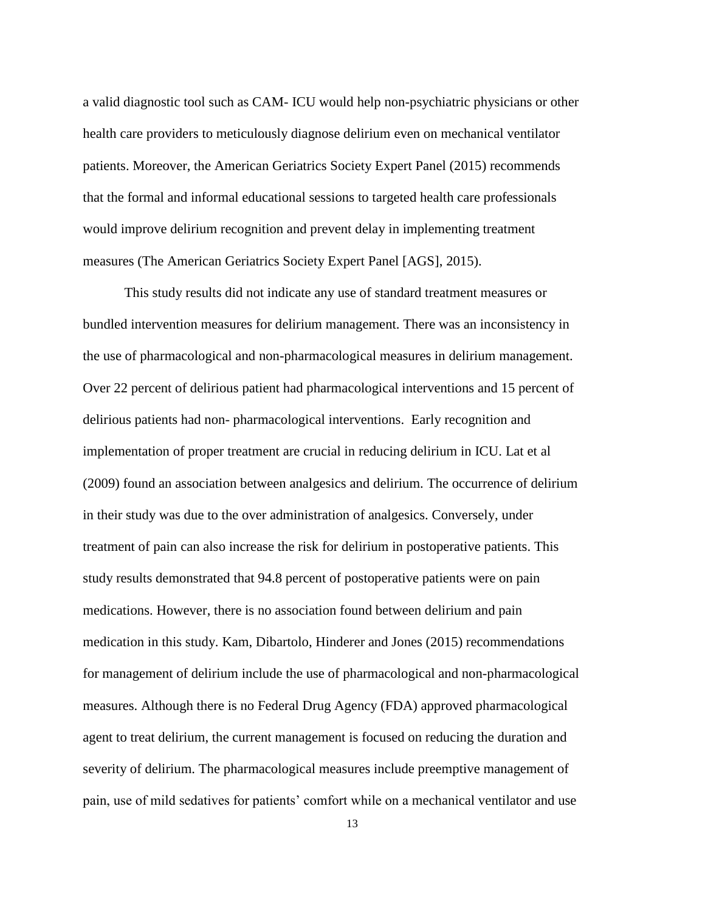a valid diagnostic tool such as CAM- ICU would help non-psychiatric physicians or other health care providers to meticulously diagnose delirium even on mechanical ventilator patients. Moreover, the American Geriatrics Society Expert Panel (2015) recommends that the formal and informal educational sessions to targeted health care professionals would improve delirium recognition and prevent delay in implementing treatment measures (The American Geriatrics Society Expert Panel [AGS], 2015).

This study results did not indicate any use of standard treatment measures or bundled intervention measures for delirium management. There was an inconsistency in the use of pharmacological and non-pharmacological measures in delirium management. Over 22 percent of delirious patient had pharmacological interventions and 15 percent of delirious patients had non- pharmacological interventions. Early recognition and implementation of proper treatment are crucial in reducing delirium in ICU. Lat et al (2009) found an association between analgesics and delirium. The occurrence of delirium in their study was due to the over administration of analgesics. Conversely, under treatment of pain can also increase the risk for delirium in postoperative patients. This study results demonstrated that 94.8 percent of postoperative patients were on pain medications. However, there is no association found between delirium and pain medication in this study. Kam, Dibartolo, Hinderer and Jones (2015) recommendations for management of delirium include the use of pharmacological and non-pharmacological measures. Although there is no Federal Drug Agency (FDA) approved pharmacological agent to treat delirium, the current management is focused on reducing the duration and severity of delirium. The pharmacological measures include preemptive management of pain, use of mild sedatives for patients' comfort while on a mechanical ventilator and use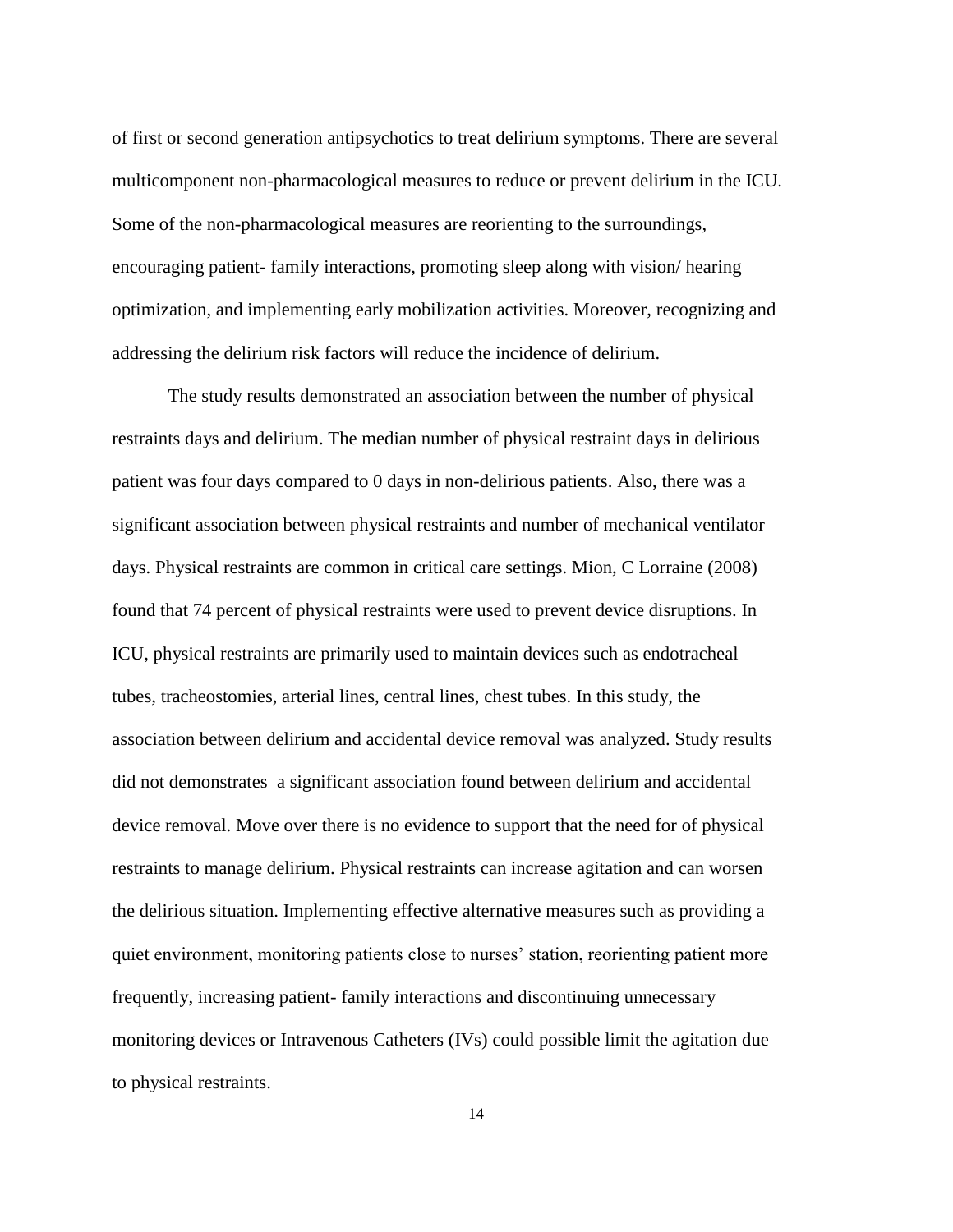of first or second generation antipsychotics to treat delirium symptoms. There are several multicomponent non-pharmacological measures to reduce or prevent delirium in the ICU. Some of the non-pharmacological measures are reorienting to the surroundings, encouraging patient- family interactions, promoting sleep along with vision/ hearing optimization, and implementing early mobilization activities. Moreover, recognizing and addressing the delirium risk factors will reduce the incidence of delirium.

The study results demonstrated an association between the number of physical restraints days and delirium. The median number of physical restraint days in delirious patient was four days compared to 0 days in non-delirious patients. Also, there was a significant association between physical restraints and number of mechanical ventilator days. Physical restraints are common in critical care settings. Mion, C Lorraine (2008) found that 74 percent of physical restraints were used to prevent device disruptions. In ICU, physical restraints are primarily used to maintain devices such as endotracheal tubes, tracheostomies, arterial lines, central lines, chest tubes. In this study, the association between delirium and accidental device removal was analyzed. Study results did not demonstrates a significant association found between delirium and accidental device removal. Move over there is no evidence to support that the need for of physical restraints to manage delirium. Physical restraints can increase agitation and can worsen the delirious situation. Implementing effective alternative measures such as providing a quiet environment, monitoring patients close to nurses' station, reorienting patient more frequently, increasing patient- family interactions and discontinuing unnecessary monitoring devices or Intravenous Catheters (IVs) could possible limit the agitation due to physical restraints.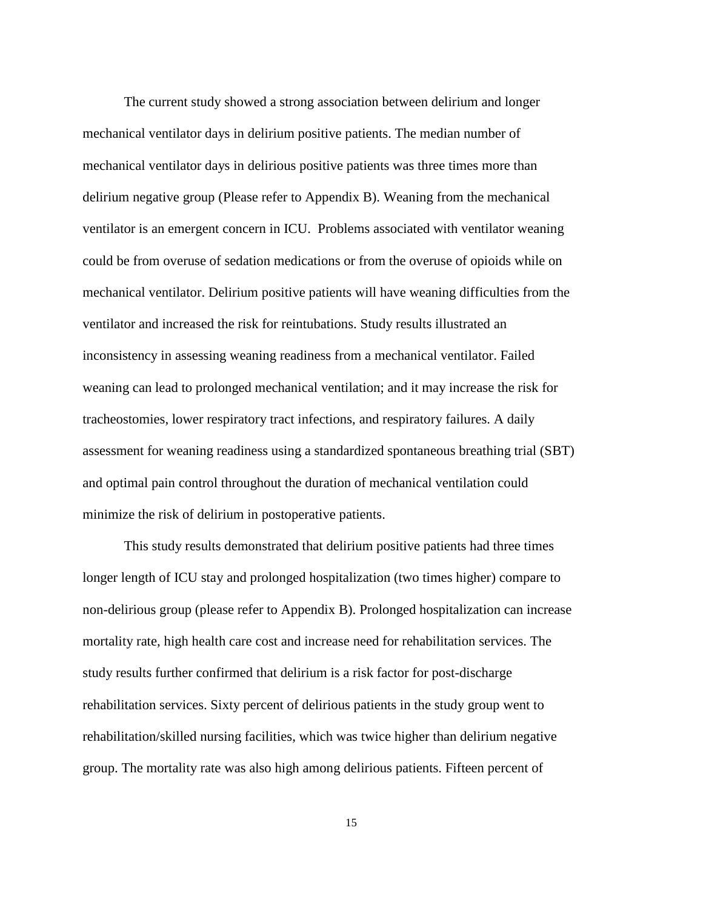The current study showed a strong association between delirium and longer mechanical ventilator days in delirium positive patients. The median number of mechanical ventilator days in delirious positive patients was three times more than delirium negative group (Please refer to Appendix B). Weaning from the mechanical ventilator is an emergent concern in ICU.  Problems associated with ventilator weaning could be from overuse of sedation medications or from the overuse of opioids while on mechanical ventilator. Delirium positive patients will have weaning difficulties from the ventilator and increased the risk for reintubations. Study results illustrated an inconsistency in assessing weaning readiness from a mechanical ventilator. Failed weaning can lead to prolonged mechanical ventilation; and it may increase the risk for tracheostomies, lower respiratory tract infections, and respiratory failures. A daily assessment for weaning readiness using a standardized spontaneous breathing trial (SBT) and optimal pain control throughout the duration of mechanical ventilation could minimize the risk of delirium in postoperative patients.

This study results demonstrated that delirium positive patients had three times longer length of ICU stay and prolonged hospitalization (two times higher) compare to non-delirious group (please refer to Appendix B). Prolonged hospitalization can increase mortality rate, high health care cost and increase need for rehabilitation services. The study results further confirmed that delirium is a risk factor for post-discharge rehabilitation services. Sixty percent of delirious patients in the study group went to rehabilitation/skilled nursing facilities, which was twice higher than delirium negative group. The mortality rate was also high among delirious patients. Fifteen percent of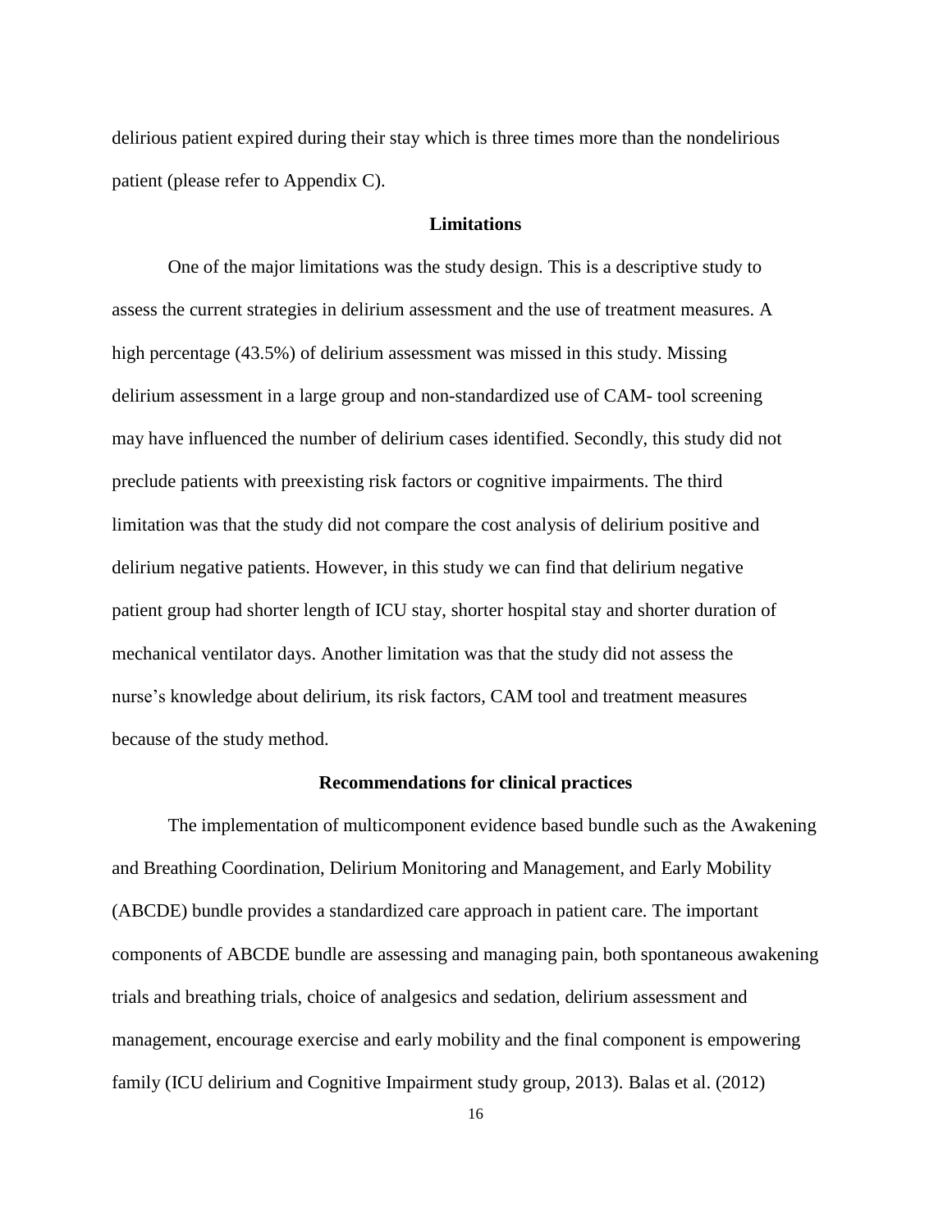delirious patient expired during their stay which is three times more than the nondelirious patient (please refer to Appendix C).

## Limitations

One of the major limitations was the study design. This is a descriptive study to assess the current strategies in delirium assessment and the use of treatment measures. A high percentage (43.5%) of delirium assessment was missed in this study. Missing delirium assessment in a large group and non-standardized use of CAM- tool screening may have influenced the number of delirium cases identified. Secondly, this study did not preclude patients with preexisting risk factors or cognitive impairments. The third limitation was that the study did not compare the cost analysis of delirium positive and delirium negative patients. However, in this study we can find that delirium negative patient group had shorter length of ICU stay, shorter hospital stay and shorter duration of mechanical ventilator days. Another limitation was that the study did not assess the nurse's knowledge about delirium, its risk factors, CAM tool and treatment measures because of the study method.

## Recommendations for clinical practices

The implementation of multicomponent evidence based bundle such as the Awakening and Breathing Coordination, Delirium Monitoring and Management, and Early Mobility (ABCDE) bundle provides a standardized care approach in patient care. The important components of ABCDE bundle are assessing and managing pain, both spontaneous awakening trials and breathing trials, choice of analgesics and sedation, delirium assessment and management, encourage exercise and early mobility and the final component is empowering family (ICU delirium and Cognitive Impairment study group, 2013). Balas et al. (2012)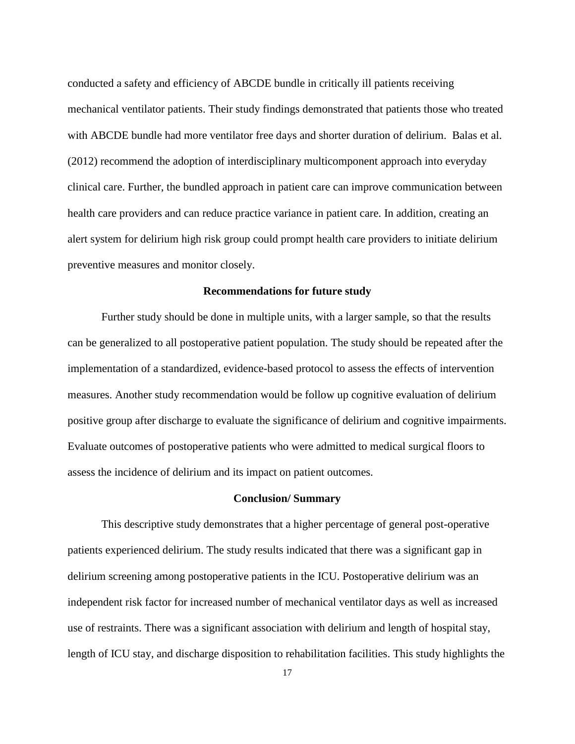conducted a safety and efficiency of ABCDE bundle in critically ill patients receiving mechanical ventilator patients. Their study findings demonstrated that patients those who treated with ABCDE bundle had more ventilator free days and shorter duration of delirium. Balas et al. (2012) recommend the adoption of interdisciplinary multicomponent approach into everyday clinical care. Further, the bundled approach in patient care can improve communication between health care providers and can reduce practice variance in patient care. In addition, creating an alert system for delirium high risk group could prompt health care providers to initiate delirium preventive measures and monitor closely.

## Recommendations for future study

Further study should be done in multiple units, with a larger sample, so that the results can be generalized to all postoperative patient population. The study should be repeated after the implementation of a standardized, evidence-based protocol to assess the effects of intervention measures. Another study recommendation would be follow up cognitive evaluation of delirium positive group after discharge to evaluate the significance of delirium and cognitive impairments. Evaluate outcomes of postoperative patients who were admitted to medical surgical floors to assess the incidence of delirium and its impact on patient outcomes.

## Conclusion/ Summary

This descriptive study demonstrates that a higher percentage of general post-operative patients experienced delirium. The study results indicated that there was a significant gap in delirium screening among postoperative patients in the ICU. Postoperative delirium was an independent risk factor for increased number of mechanical ventilator days as well as increased use of restraints. There was a significant association with delirium and length of hospital stay, length of ICU stay, and discharge disposition to rehabilitation facilities. This study highlights the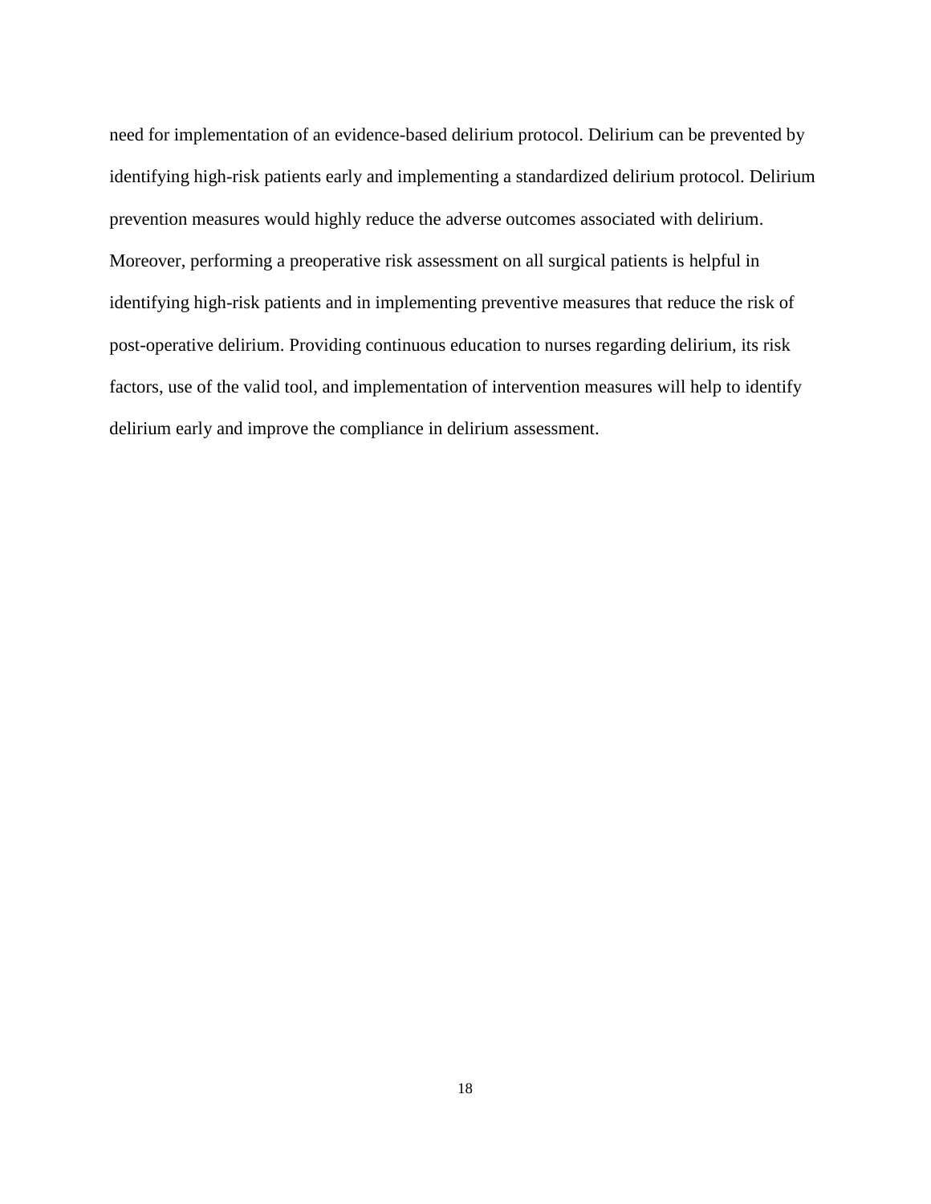need for implementation of an evidence-based delirium protocol. Delirium can be prevented by identifying high-risk patients early and implementing a standardized delirium protocol. Delirium prevention measures would highly reduce the adverse outcomes associated with delirium. Moreover, performing a preoperative risk assessment on all surgical patients is helpful in identifying high-risk patients and in implementing preventive measures that reduce the risk of post-operative delirium. Providing continuous education to nurses regarding delirium, its risk factors, use of the valid tool, and implementation of intervention measures will help to identify delirium early and improve the compliance in delirium assessment.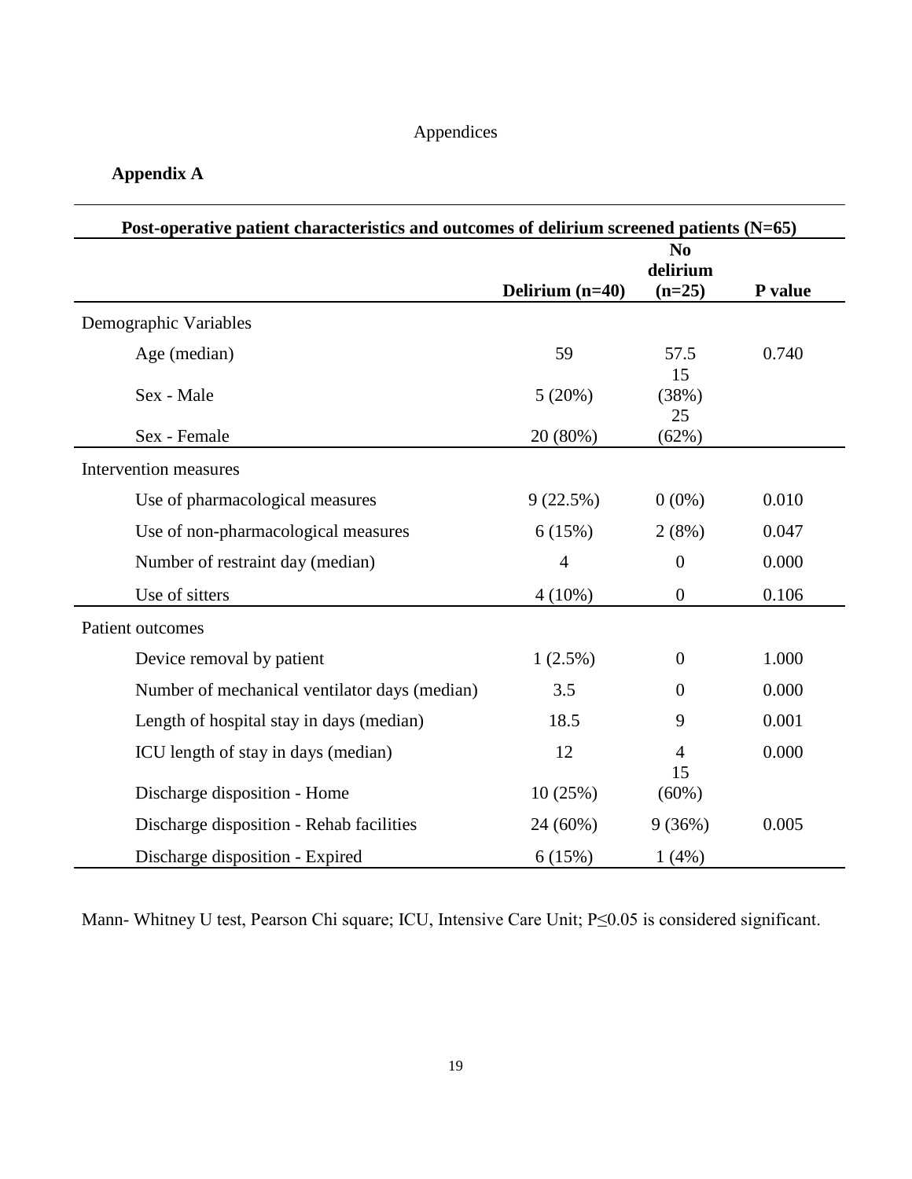Appendices

**Appendix A**

| Post-operative patient characteristics and outcomes of delirium screened patients (N=65) | | | |
|---|---|---|---|
| | **Delirium (n=40)** | **No delirium (n=25)** | **P value** |
| Demographic Variables | | | |
| Age (median) | 59 | 57.5 | 0.740 |
| Sex - Male | 5 (20%) | 15 (38%) | |
| Sex - Female | 20 (80%) | 25 (62%) | |
| Intervention measures | | | |
| Use of pharmacological measures | 9 (22.5%) | 0 (0%) | 0.010 |
| Use of non-pharmacological measures | 6 (15%) | 2 (8%) | 0.047 |
| Number of restraint day (median) | 4 | 0 | 0.000 |
| Use of sitters | 4 (10%) | 0 | 0.106 |
| Patient outcomes | | | |
| Device removal by patient | 1 (2.5%) | 0 | 1.000 |
| Number of mechanical ventilator days (median) | 3.5 | 0 | 0.000 |
| Length of hospital stay in days (median) | 18.5 | 9 | 0.001 |
| ICU length of stay in days (median) | 12 | 4 | 0.000 |
| Discharge disposition - Home | 10 (25%) | 15 (60%) | |
| Discharge disposition - Rehab facilities | 24 (60%) | 9 (36%) | 0.005 |
| Discharge disposition - Expired | 6 (15%) | 1 (4%) | |

Mann- Whitney U test, Pearson Chi square; ICU, Intensive Care Unit; P≤0.05 is considered significant.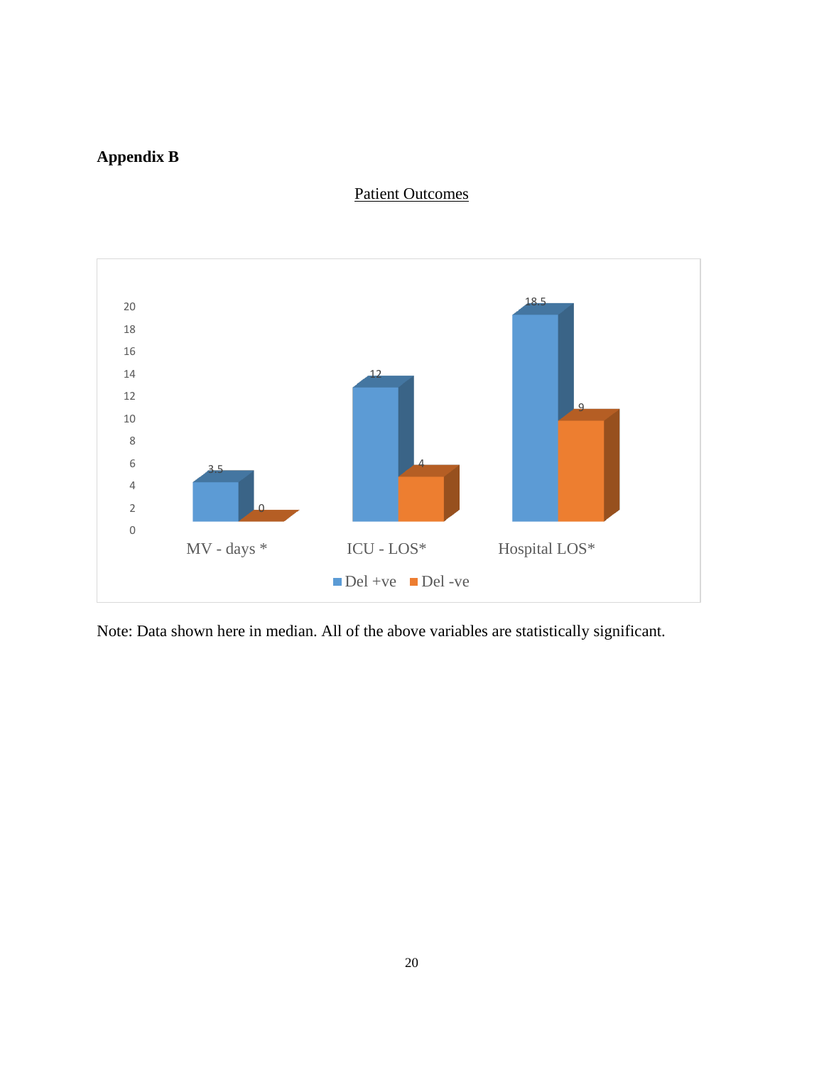**Appendix B**

Patient Outcomes

| | Del +ve | Del -ve |
|---|---|---|
| MV - days * | 3.5 | 0 |
| ICU - LOS* | 12 | 4 |
| Hospital LOS* | 18.5 | 9 |

Note: Data shown here in median. All of the above variables are statistically significant.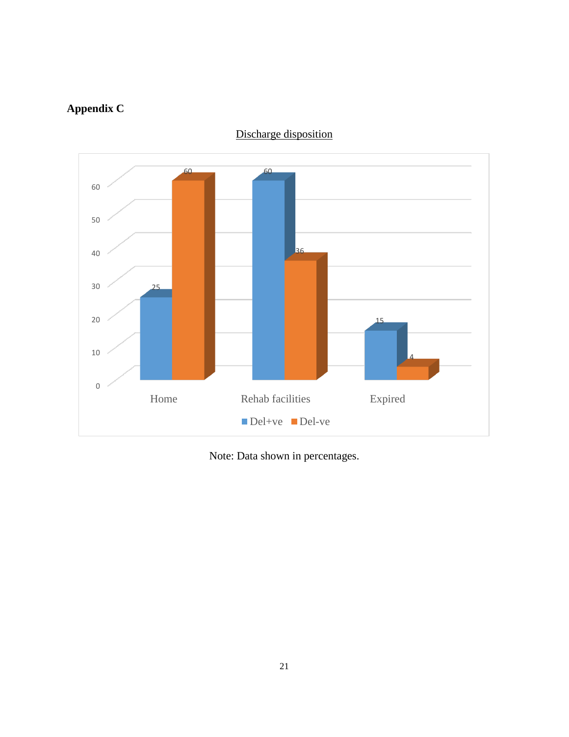**Appendix C**

Discharge disposition

| | Del+ve | Del-ve |
|---|---|---|
| Home | 25 | 60 |
| Rehab facilities | 60 | 36 |
| Expired | 15 | 4 |

Note: Data shown in percentages.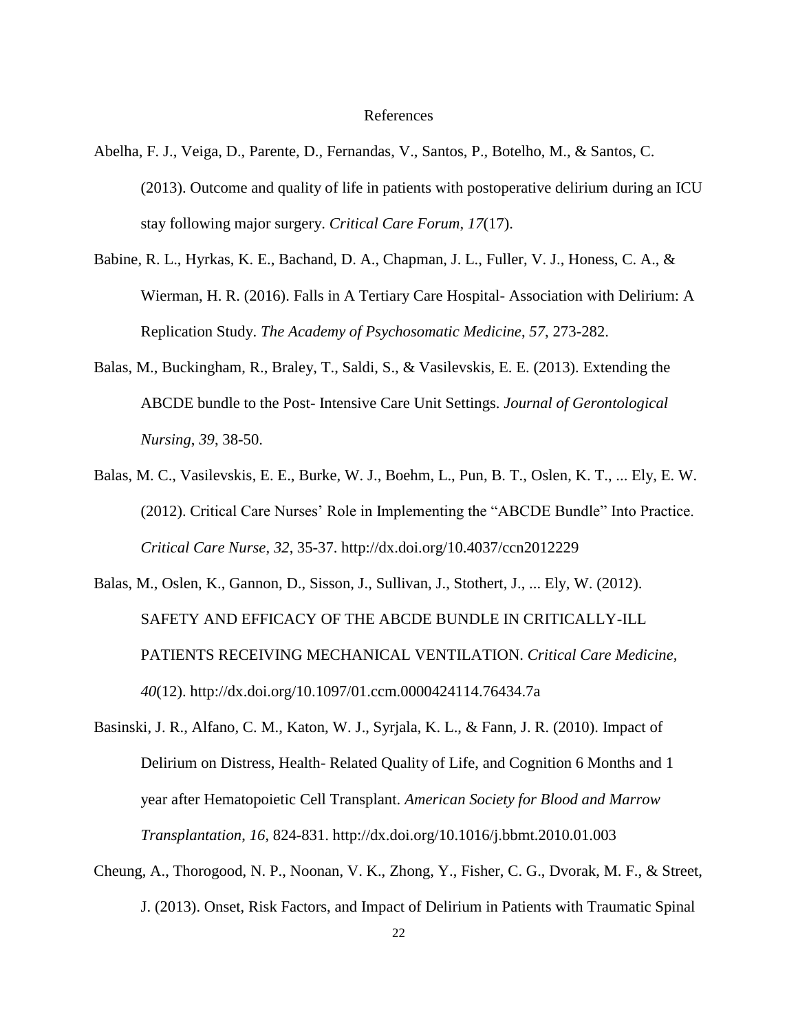# References

Abelha, F. J., Veiga, D., Parente, D., Fernandas, V., Santos, P., Botelho, M., & Santos, C. (2013). Outcome and quality of life in patients with postoperative delirium during an ICU stay following major surgery. *Critical Care Forum*, *17*(17).

Babine, R. L., Hyrkas, K. E., Bachand, D. A., Chapman, J. L., Fuller, V. J., Honess, C. A., & Wierman, H. R. (2016). Falls in A Tertiary Care Hospital- Association with Delirium: A Replication Study. *The Academy of Psychosomatic Medicine*, *57*, 273-282.

Balas, M., Buckingham, R., Braley, T., Saldi, S., & Vasilevskis, E. E. (2013). Extending the ABCDE bundle to the Post- Intensive Care Unit Settings. *Journal of Gerontological Nursing*, *39*, 38-50.

Balas, M. C., Vasilevskis, E. E., Burke, W. J., Boehm, L., Pun, B. T., Oslen, K. T., ... Ely, E. W. (2012). Critical Care Nurses' Role in Implementing the "ABCDE Bundle" Into Practice. *Critical Care Nurse*, *32*, 35-37. http://dx.doi.org/10.4037/ccn2012229

Balas, M., Oslen, K., Gannon, D., Sisson, J., Sullivan, J., Stothert, J., ... Ely, W. (2012). SAFETY AND EFFICACY OF THE ABCDE BUNDLE IN CRITICALLY-ILL PATIENTS RECEIVING MECHANICAL VENTILATION. *Critical Care Medicine*, *40*(12). http://dx.doi.org/10.1097/01.ccm.0000424114.76434.7a

Basinski, J. R., Alfano, C. M., Katon, W. J., Syrjala, K. L., & Fann, J. R. (2010). Impact of Delirium on Distress, Health- Related Quality of Life, and Cognition 6 Months and 1 year after Hematopoietic Cell Transplant. *American Society for Blood and Marrow Transplantation*, *16*, 824-831. http://dx.doi.org/10.1016/j.bbmt.2010.01.003

Cheung, A., Thorogood, N. P., Noonan, V. K., Zhong, Y., Fisher, C. G., Dvorak, M. F., & Street, J. (2013). Onset, Risk Factors, and Impact of Delirium in Patients with Traumatic Spinal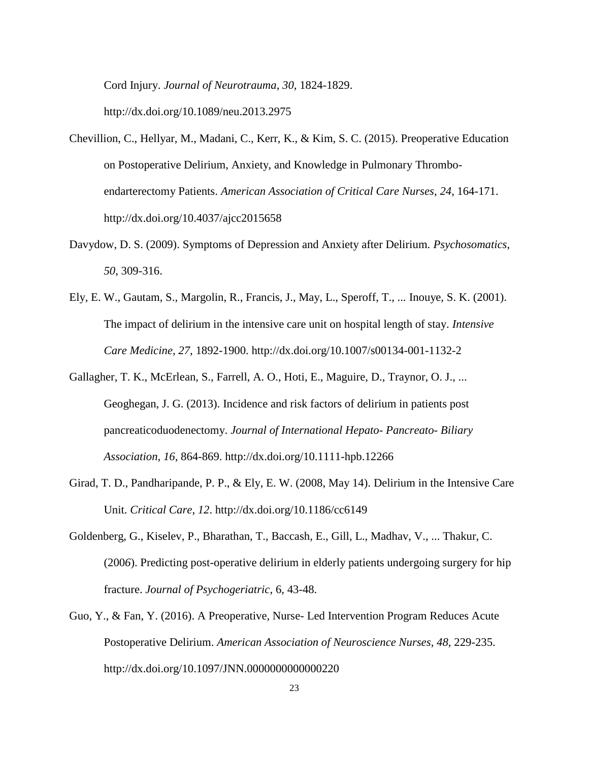Cord Injury. *Journal of Neurotrauma*, *30*, 1824-1829. http://dx.doi.org/10.1089/neu.2013.2975

Chevillion, C., Hellyar, M., Madani, C., Kerr, K., & Kim, S. C. (2015). Preoperative Education on Postoperative Delirium, Anxiety, and Knowledge in Pulmonary Thrombo-endarterectomy Patients. *American Association of Critical Care Nurses*, *24*, 164-171. http://dx.doi.org/10.4037/ajcc2015658

Davydow, D. S. (2009). Symptoms of Depression and Anxiety after Delirium. *Psychosomatics*, *50*, 309-316.

Ely, E. W., Gautam, S., Margolin, R., Francis, J., May, L., Speroff, T., ... Inouye, S. K. (2001). The impact of delirium in the intensive care unit on hospital length of stay. *Intensive Care Medicine*, *27*, 1892-1900. http://dx.doi.org/10.1007/s00134-001-1132-2

Gallagher, T. K., McErlean, S., Farrell, A. O., Hoti, E., Maguire, D., Traynor, O. J., ... Geoghegan, J. G. (2013). Incidence and risk factors of delirium in patients post pancreaticoduodenectomy. *Journal of International Hepato- Pancreato- Biliary Association*, *16*, 864-869. http://dx.doi.org/10.1111-hpb.12266

Girad, T. D., Pandharipande, P. P., & Ely, E. W. (2008, May 14). Delirium in the Intensive Care Unit. *Critical Care*, *12*. http://dx.doi.org/10.1186/cc6149

Goldenberg, G., Kiselev, P., Bharathan, T., Baccash, E., Gill, L., Madhav, V., ... Thakur, C. (2006). Predicting post-operative delirium in elderly patients undergoing surgery for hip fracture. *Journal of Psychogeriatric*, 6, 43-48.

Guo, Y., & Fan, Y. (2016). A Preoperative, Nurse- Led Intervention Program Reduces Acute Postoperative Delirium. *American Association of Neuroscience Nurses*, *48*, 229-235. http://dx.doi.org/10.1097/JNN.0000000000000220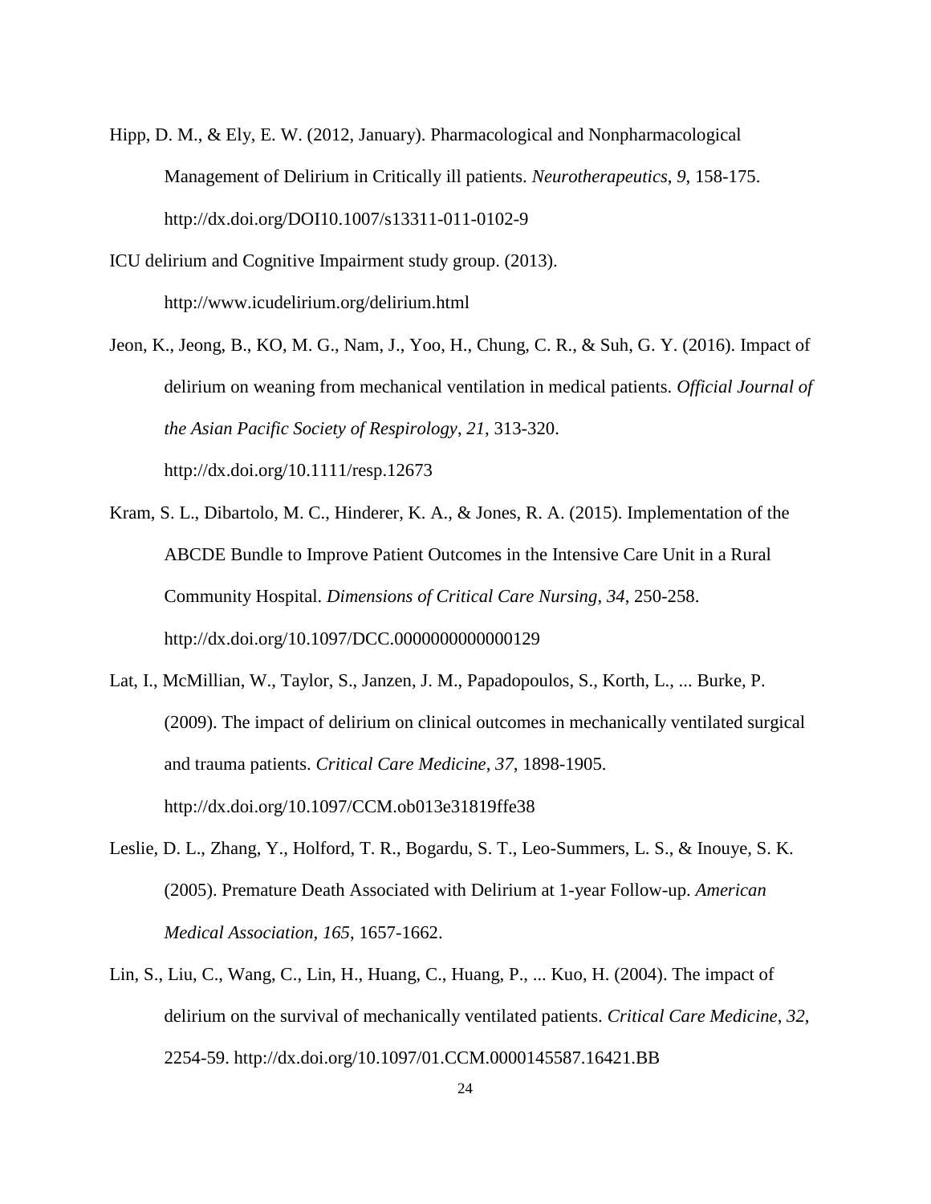Hipp, D. M., & Ely, E. W. (2012, January). Pharmacological and Nonpharmacological Management of Delirium in Critically ill patients. *Neurotherapeutics*, *9*, 158-175. http://dx.doi.org/DOI10.1007/s13311-011-0102-9

ICU delirium and Cognitive Impairment study group. (2013). http://www.icudelirium.org/delirium.html

Jeon, K., Jeong, B., KO, M. G., Nam, J., Yoo, H., Chung, C. R., & Suh, G. Y. (2016). Impact of delirium on weaning from mechanical ventilation in medical patients. *Official Journal of the Asian Pacific Society of Respirology*, *21*, 313-320. http://dx.doi.org/10.1111/resp.12673

Kram, S. L., Dibartolo, M. C., Hinderer, K. A., & Jones, R. A. (2015). Implementation of the ABCDE Bundle to Improve Patient Outcomes in the Intensive Care Unit in a Rural Community Hospital. *Dimensions of Critical Care Nursing*, *34*, 250-258. http://dx.doi.org/10.1097/DCC.0000000000000129

Lat, I., McMillian, W., Taylor, S., Janzen, J. M., Papadopoulos, S., Korth, L., ... Burke, P. (2009). The impact of delirium on clinical outcomes in mechanically ventilated surgical and trauma patients. *Critical Care Medicine*, *37*, 1898-1905. http://dx.doi.org/10.1097/CCM.ob013e31819ffe38

Leslie, D. L., Zhang, Y., Holford, T. R., Bogardu, S. T., Leo-Summers, L. S., & Inouye, S. K. (2005). Premature Death Associated with Delirium at 1-year Follow-up. *American Medical Association*, *165*, 1657-1662.

Lin, S., Liu, C., Wang, C., Lin, H., Huang, C., Huang, P., ... Kuo, H. (2004). The impact of delirium on the survival of mechanically ventilated patients. *Critical Care Medicine*, *32*, 2254-59. http://dx.doi.org/10.1097/01.CCM.0000145587.16421.BB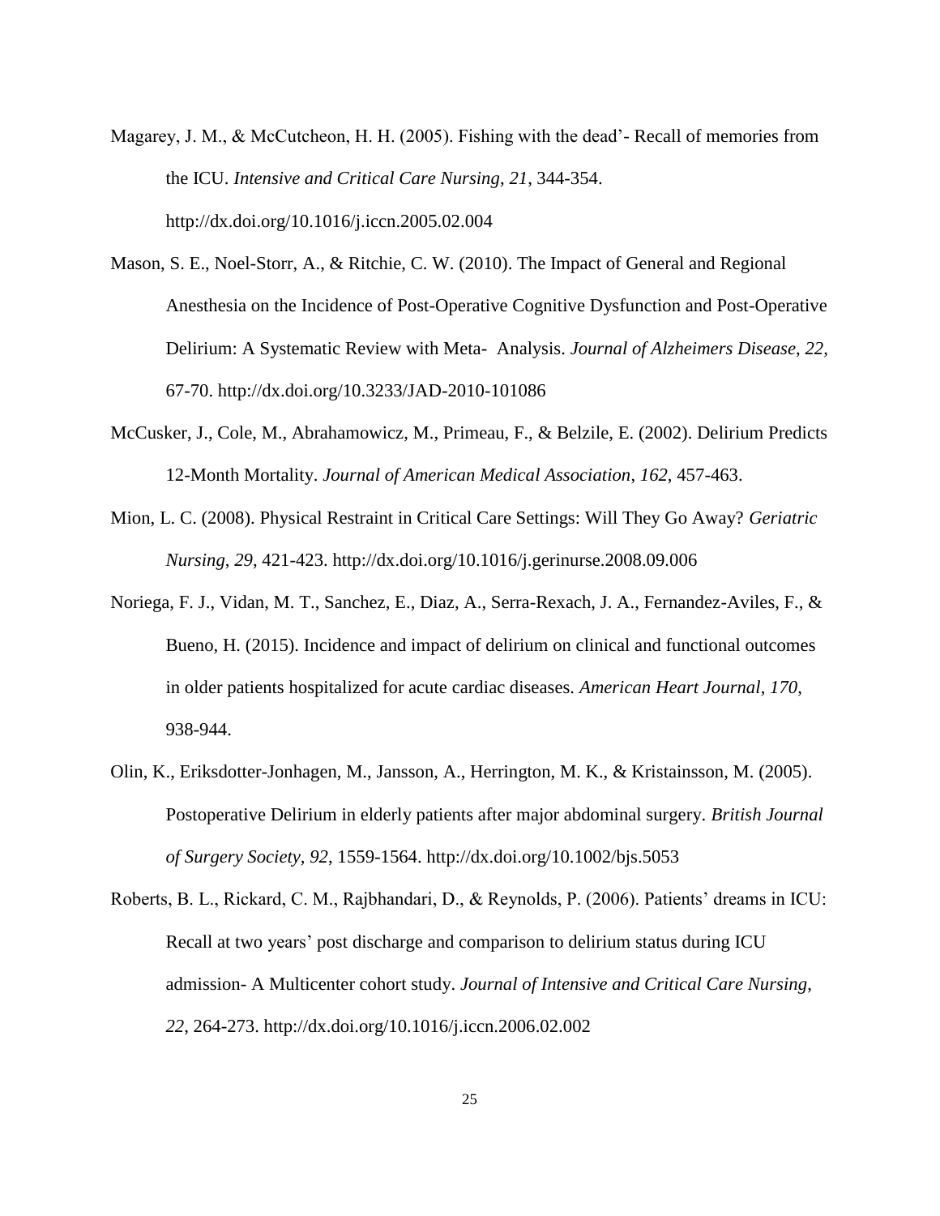Magarey, J. M., & McCutcheon, H. H. (2005). Fishing with the dead'- Recall of memories from the ICU. *Intensive and Critical Care Nursing*, *21*, 344-354. http://dx.doi.org/10.1016/j.iccn.2005.02.004

Mason, S. E., Noel-Storr, A., & Ritchie, C. W. (2010). The Impact of General and Regional Anesthesia on the Incidence of Post-Operative Cognitive Dysfunction and Post-Operative Delirium: A Systematic Review with Meta- Analysis. *Journal of Alzheimers Disease*, *22*, 67-70. http://dx.doi.org/10.3233/JAD-2010-101086

McCusker, J., Cole, M., Abrahamowicz, M., Primeau, F., & Belzile, E. (2002). Delirium Predicts 12-Month Mortality. *Journal of American Medical Association*, *162*, 457-463.

Mion, L. C. (2008). Physical Restraint in Critical Care Settings: Will They Go Away? *Geriatric Nursing*, *29*, 421-423. http://dx.doi.org/10.1016/j.gerinurse.2008.09.006

Noriega, F. J., Vidan, M. T., Sanchez, E., Diaz, A., Serra-Rexach, J. A., Fernandez-Aviles, F., & Bueno, H. (2015). Incidence and impact of delirium on clinical and functional outcomes in older patients hospitalized for acute cardiac diseases. *American Heart Journal*, *170*, 938-944.

Olin, K., Eriksdotter-Jonhagen, M., Jansson, A., Herrington, M. K., & Kristainsson, M. (2005). Postoperative Delirium in elderly patients after major abdominal surgery. *British Journal of Surgery Society, 92*, 1559-1564. http://dx.doi.org/10.1002/bjs.5053

Roberts, B. L., Rickard, C. M., Rajbhandari, D., & Reynolds, P. (2006). Patients' dreams in ICU: Recall at two years' post discharge and comparison to delirium status during ICU admission- A Multicenter cohort study. *Journal of Intensive and Critical Care Nursing*, *22*, 264-273. http://dx.doi.org/10.1016/j.iccn.2006.02.002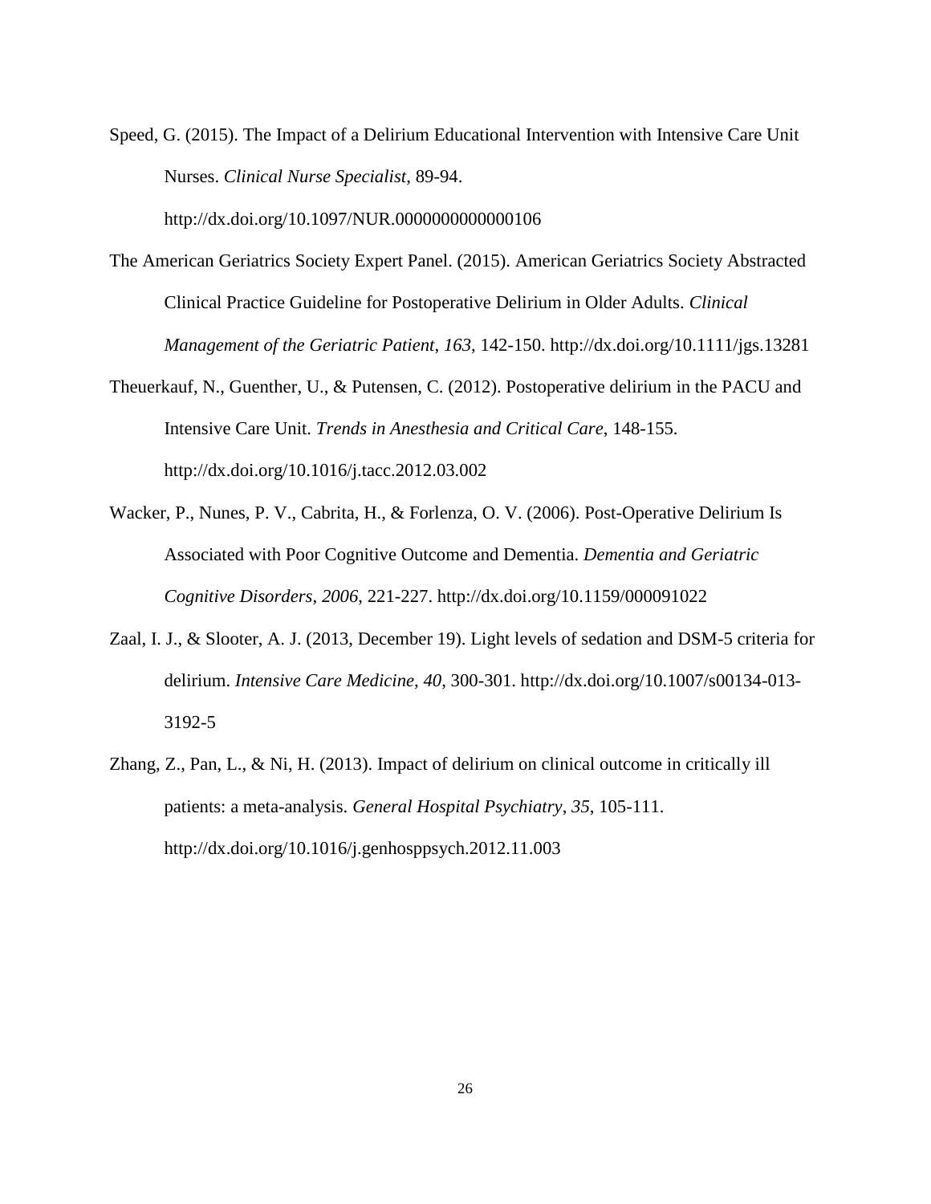Speed, G. (2015). The Impact of a Delirium Educational Intervention with Intensive Care Unit Nurses. *Clinical Nurse Specialist*, 89-94. http://dx.doi.org/10.1097/NUR.0000000000000106

The American Geriatrics Society Expert Panel. (2015). American Geriatrics Society Abstracted Clinical Practice Guideline for Postoperative Delirium in Older Adults. *Clinical Management of the Geriatric Patient*, *163*, 142-150. http://dx.doi.org/10.1111/jgs.13281

Theuerkauf, N., Guenther, U., & Putensen, C. (2012). Postoperative delirium in the PACU and Intensive Care Unit. *Trends in Anesthesia and Critical Care*, 148-155. http://dx.doi.org/10.1016/j.tacc.2012.03.002

Wacker, P., Nunes, P. V., Cabrita, H., & Forlenza, O. V. (2006). Post-Operative Delirium Is Associated with Poor Cognitive Outcome and Dementia. *Dementia and Geriatric Cognitive Disorders*, *2006*, 221-227. http://dx.doi.org/10.1159/000091022

Zaal, I. J., & Slooter, A. J. (2013, December 19). Light levels of sedation and DSM-5 criteria for delirium. *Intensive Care Medicine*, *40*, 300-301. http://dx.doi.org/10.1007/s00134-013-3192-5

Zhang, Z., Pan, L., & Ni, H. (2013). Impact of delirium on clinical outcome in critically ill patients: a meta-analysis. *General Hospital Psychiatry*, *35*, 105-111. http://dx.doi.org/10.1016/j.genhosppsych.2012.11.003